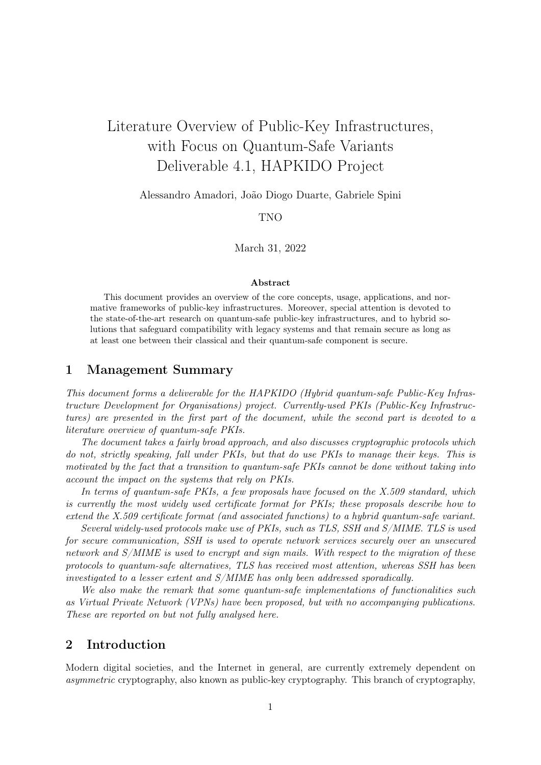# Literature Overview of Public-Key Infrastructures, with Focus on Quantum-Safe Variants Deliverable 4.1, HAPKIDO Project

Alessandro Amadori, João Diogo Duarte, Gabriele Spini

TNO

March 31, 2022

**Abstract**

This document provides an overview of the core concepts, usage, applications, and normative frameworks of public-key infrastructures. Moreover, special attention is devoted to the state-of-the-art research on quantum-safe public-key infrastructures, and to hybrid solutions that safeguard compatibility with legacy systems and that remain secure as long as at least one between their classical and their quantum-safe component is secure.

## 1 Management Summary

*This document forms a deliverable for the HAPKIDO (Hybrid quantum-safe Public-Key Infrastructure Development for Organisations) project. Currently-used PKIs (Public-Key Infrastructures) are presented in the first part of the document, while the second part is devoted to a literature overview of quantum-safe PKIs.*

*The document takes a fairly broad approach, and also discusses cryptographic protocols which do not, strictly speaking, fall under PKIs, but that do use PKIs to manage their keys. This is motivated by the fact that a transition to quantum-safe PKIs cannot be done without taking into account the impact on the systems that rely on PKIs.*

*In terms of quantum-safe PKIs, a few proposals have focused on the X.509 standard, which is currently the most widely used certificate format for PKIs; these proposals describe how to extend the X.509 certificate format (and associated functions) to a hybrid quantum-safe variant.*

*Several widely-used protocols make use of PKIs, such as TLS, SSH and S/MIME. TLS is used for secure communication, SSH is used to operate network services securely over an unsecured network and S/MIME is used to encrypt and sign mails. With respect to the migration of these protocols to quantum-safe alternatives, TLS has received most attention, whereas SSH has been investigated to a lesser extent and S/MIME has only been addressed sporadically.*

*We also make the remark that some quantum-safe implementations of functionalities such as Virtual Private Network (VPNs) have been proposed, but with no accompanying publications. These are reported on but not fully analysed here.*

## 2 Introduction

Modern digital societies, and the Internet in general, are currently extremely dependent on *asymmetric* cryptography, also known as public-key cryptography. This branch of cryptography,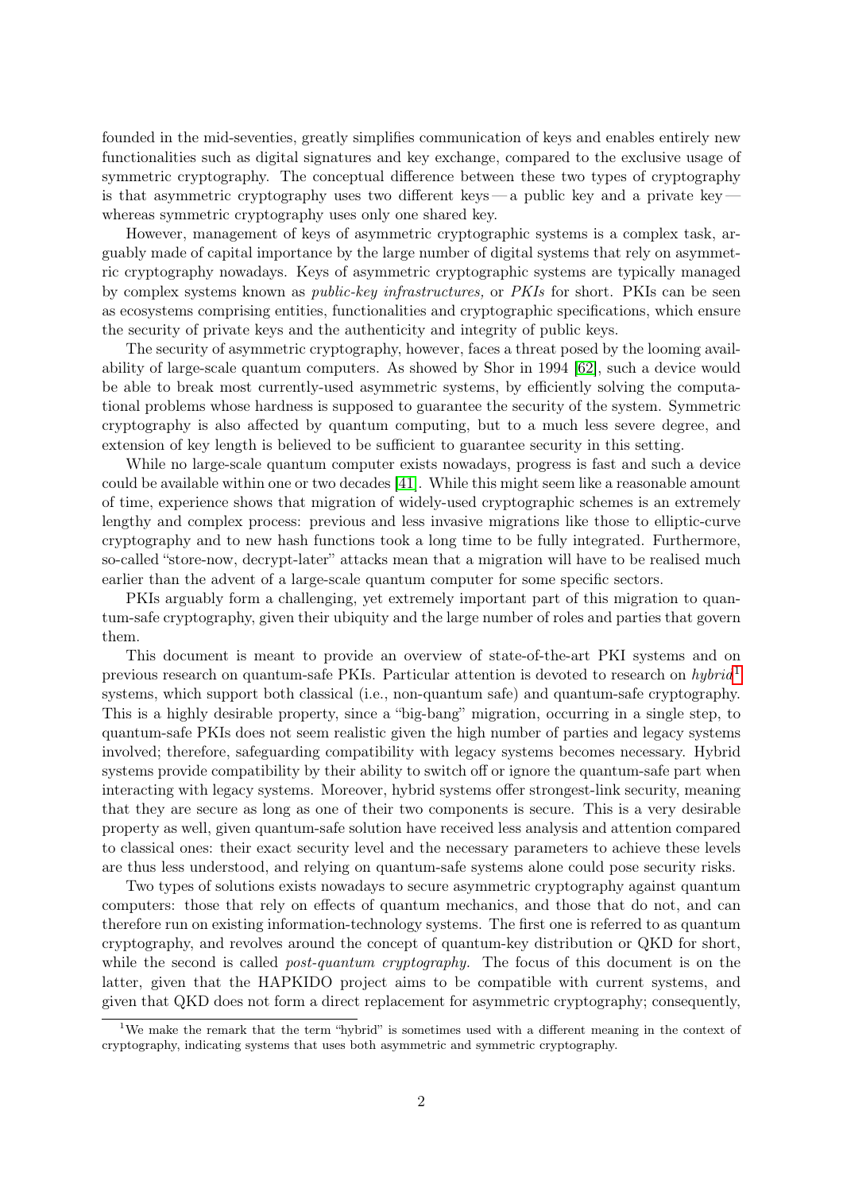founded in the mid-seventies, greatly simplifies communication of keys and enables entirely new functionalities such as digital signatures and key exchange, compared to the exclusive usage of symmetric cryptography. The conceptual difference between these two types of cryptography is that asymmetric cryptography uses two different keys — a public key and a private key — whereas symmetric cryptography uses only one shared key.

However, management of keys of asymmetric cryptographic systems is a complex task, arguably made of capital importance by the large number of digital systems that rely on asymmetric cryptography nowadays. Keys of asymmetric cryptographic systems are typically managed by complex systems known as *public-key infrastructures,* or *PKIs* for short. PKIs can be seen as ecosystems comprising entities, functionalities and cryptographic specifications, which ensure the security of private keys and the authenticity and integrity of public keys.

The security of asymmetric cryptography, however, faces a threat posed by the looming availability of large-scale quantum computers. As showed by Shor in 1994 [62], such a device would be able to break most currently-used asymmetric systems, by efficiently solving the computational problems whose hardness is supposed to guarantee the security of the system. Symmetric cryptography is also affected by quantum computing, but to a much less severe degree, and extension of key length is believed to be sufficient to guarantee security in this setting.

While no large-scale quantum computer exists nowadays, progress is fast and such a device could be available within one or two decades [41]. While this might seem like a reasonable amount of time, experience shows that migration of widely-used cryptographic schemes is an extremely lengthy and complex process: previous and less invasive migrations like those to elliptic-curve cryptography and to new hash functions took a long time to be fully integrated. Furthermore, so-called "store-now, decrypt-later" attacks mean that a migration will have to be realised much earlier than the advent of a large-scale quantum computer for some specific sectors.

PKIs arguably form a challenging, yet extremely important part of this migration to quantum-safe cryptography, given their ubiquity and the large number of roles and parties that govern them.

This document is meant to provide an overview of state-of-the-art PKI systems and on previous research on quantum-safe PKIs. Particular attention is devoted to research on *hybrid*[1] systems, which support both classical (i.e., non-quantum safe) and quantum-safe cryptography. This is a highly desirable property, since a "big-bang" migration, occurring in a single step, to quantum-safe PKIs does not seem realistic given the high number of parties and legacy systems involved; therefore, safeguarding compatibility with legacy systems becomes necessary. Hybrid systems provide compatibility by their ability to switch off or ignore the quantum-safe part when interacting with legacy systems. Moreover, hybrid systems offer strongest-link security, meaning that they are secure as long as one of their two components is secure. This is a very desirable property as well, given quantum-safe solution have received less analysis and attention compared to classical ones: their exact security level and the necessary parameters to achieve these levels are thus less understood, and relying on quantum-safe systems alone could pose security risks.

Two types of solutions exists nowadays to secure asymmetric cryptography against quantum computers: those that rely on effects of quantum mechanics, and those that do not, and can therefore run on existing information-technology systems. The first one is referred to as quantum cryptography, and revolves around the concept of quantum-key distribution or QKD for short, while the second is called *post-quantum cryptography.* The focus of this document is on the latter, given that the HAPKIDO project aims to be compatible with current systems, and given that QKD does not form a direct replacement for asymmetric cryptography; consequently,

[1] We make the remark that the term "hybrid" is sometimes used with a different meaning in the context of cryptography, indicating systems that uses both asymmetric and symmetric cryptography.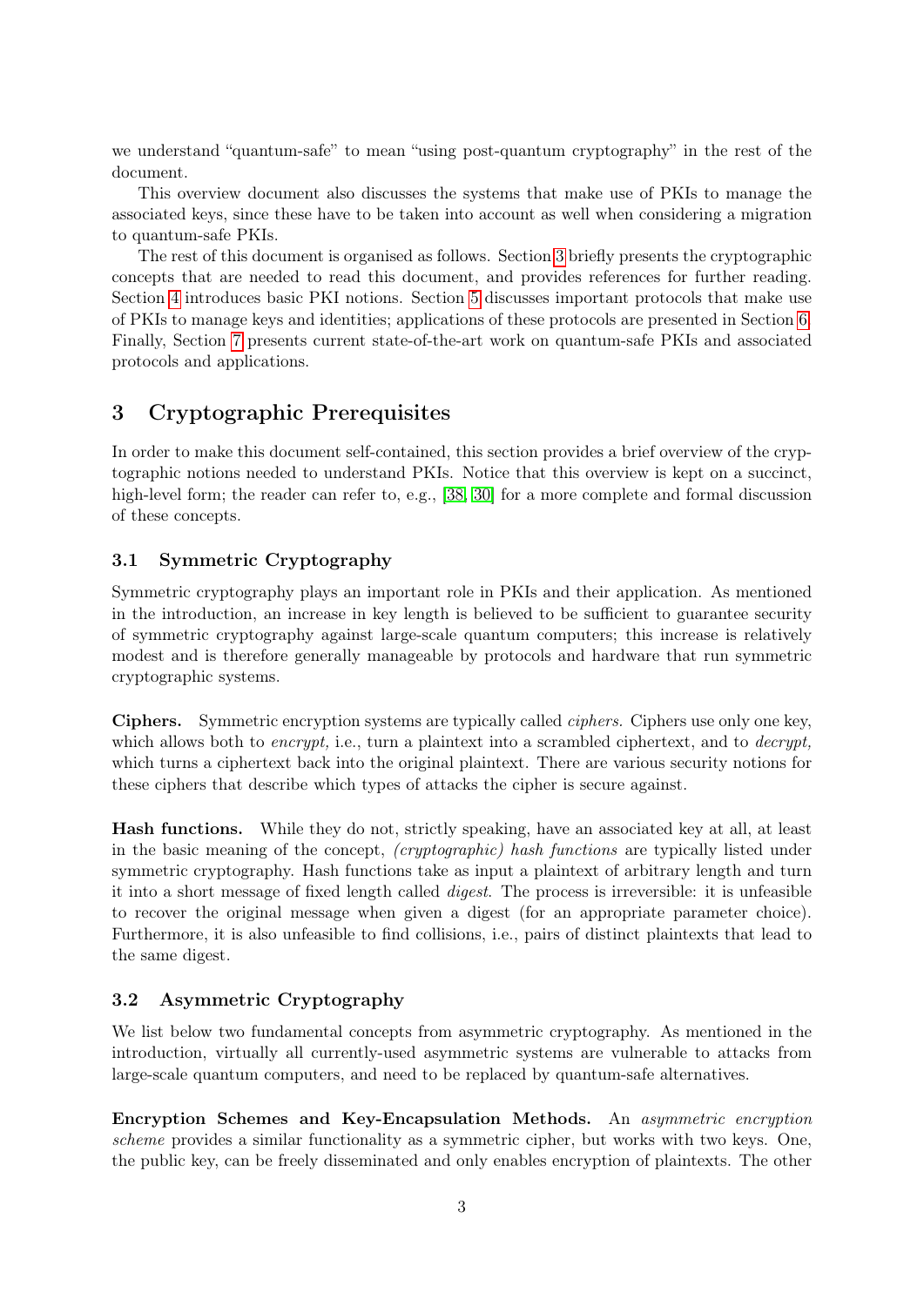we understand "quantum-safe" to mean "using post-quantum cryptography" in the rest of the document.

This overview document also discusses the systems that make use of PKIs to manage the associated keys, since these have to be taken into account as well when considering a migration to quantum-safe PKIs.

The rest of this document is organised as follows. Section 3 briefly presents the cryptographic concepts that are needed to read this document, and provides references for further reading. Section 4 introduces basic PKI notions. Section 5 discusses important protocols that make use of PKIs to manage keys and identities; applications of these protocols are presented in Section 6. Finally, Section 7 presents current state-of-the-art work on quantum-safe PKIs and associated protocols and applications.

# 3 Cryptographic Prerequisites

In order to make this document self-contained, this section provides a brief overview of the cryptographic notions needed to understand PKIs. Notice that this overview is kept on a succinct, high-level form; the reader can refer to, e.g., [38, 30] for a more complete and formal discussion of these concepts.

## 3.1 Symmetric Cryptography

Symmetric cryptography plays an important role in PKIs and their application. As mentioned in the introduction, an increase in key length is believed to be sufficient to guarantee security of symmetric cryptography against large-scale quantum computers; this increase is relatively modest and is therefore generally manageable by protocols and hardware that run symmetric cryptographic systems.

**Ciphers.** Symmetric encryption systems are typically called *ciphers.* Ciphers use only one key, which allows both to *encrypt,* i.e., turn a plaintext into a scrambled ciphertext, and to *decrypt,* which turns a ciphertext back into the original plaintext. There are various security notions for these ciphers that describe which types of attacks the cipher is secure against.

**Hash functions.** While they do not, strictly speaking, have an associated key at all, at least in the basic meaning of the concept, *(cryptographic) hash functions* are typically listed under symmetric cryptography. Hash functions take as input a plaintext of arbitrary length and turn it into a short message of fixed length called *digest*. The process is irreversible: it is unfeasible to recover the original message when given a digest (for an appropriate parameter choice). Furthermore, it is also unfeasible to find collisions, i.e., pairs of distinct plaintexts that lead to the same digest.

## 3.2 Asymmetric Cryptography

We list below two fundamental concepts from asymmetric cryptography. As mentioned in the introduction, virtually all currently-used asymmetric systems are vulnerable to attacks from large-scale quantum computers, and need to be replaced by quantum-safe alternatives.

**Encryption Schemes and Key-Encapsulation Methods.** An *asymmetric encryption scheme* provides a similar functionality as a symmetric cipher, but works with two keys. One, the public key, can be freely disseminated and only enables encryption of plaintexts. The other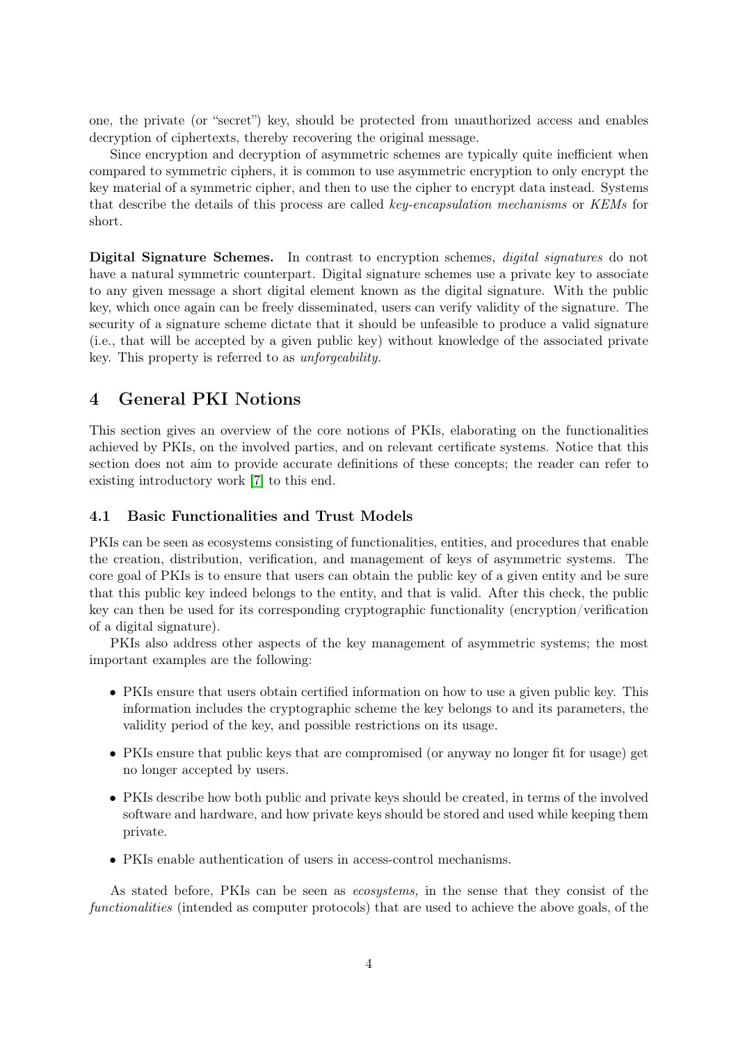one, the private (or "secret") key, should be protected from unauthorized access and enables decryption of ciphertexts, thereby recovering the original message.

Since encryption and decryption of asymmetric schemes are typically quite inefficient when compared to symmetric ciphers, it is common to use asymmetric encryption to only encrypt the key material of a symmetric cipher, and then to use the cipher to encrypt data instead. Systems that describe the details of this process are called *key-encapsulation mechanisms* or *KEMs* for short.

**Digital Signature Schemes.** In contrast to encryption schemes, *digital signatures* do not have a natural symmetric counterpart. Digital signature schemes use a private key to associate to any given message a short digital element known as the digital signature. With the public key, which once again can be freely disseminated, users can verify validity of the signature. The security of a signature scheme dictate that it should be unfeasible to produce a valid signature (i.e., that will be accepted by a given public key) without knowledge of the associated private key. This property is referred to as *unforgeability.*

# 4 General PKI Notions

This section gives an overview of the core notions of PKIs, elaborating on the functionalities achieved by PKIs, on the involved parties, and on relevant certificate systems. Notice that this section does not aim to provide accurate definitions of these concepts; the reader can refer to existing introductory work [7] to this end.

## 4.1 Basic Functionalities and Trust Models

PKIs can be seen as ecosystems consisting of functionalities, entities, and procedures that enable the creation, distribution, verification, and management of keys of asymmetric systems. The core goal of PKIs is to ensure that users can obtain the public key of a given entity and be sure that this public key indeed belongs to the entity, and that is valid. After this check, the public key can then be used for its corresponding cryptographic functionality (encryption/verification of a digital signature).

PKIs also address other aspects of the key management of asymmetric systems; the most important examples are the following:

- PKIs ensure that users obtain certified information on how to use a given public key. This information includes the cryptographic scheme the key belongs to and its parameters, the validity period of the key, and possible restrictions on its usage.
- PKIs ensure that public keys that are compromised (or anyway no longer fit for usage) get no longer accepted by users.
- PKIs describe how both public and private keys should be created, in terms of the involved software and hardware, and how private keys should be stored and used while keeping them private.
- PKIs enable authentication of users in access-control mechanisms.

As stated before, PKIs can be seen as *ecosystems,* in the sense that they consist of the *functionalities* (intended as computer protocols) that are used to achieve the above goals, of the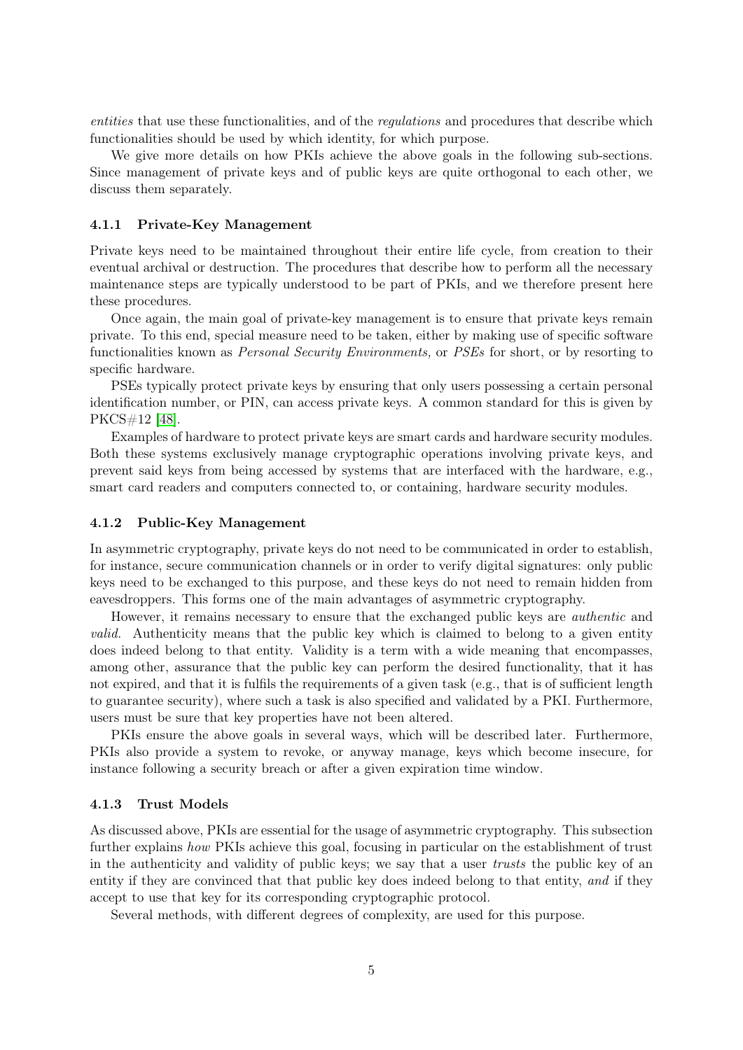*entities* that use these functionalities, and of the *regulations* and procedures that describe which functionalities should be used by which identity, for which purpose.

We give more details on how PKIs achieve the above goals in the following sub-sections. Since management of private keys and of public keys are quite orthogonal to each other, we discuss them separately.

### 4.1.1 Private-Key Management

Private keys need to be maintained throughout their entire life cycle, from creation to their eventual archival or destruction. The procedures that describe how to perform all the necessary maintenance steps are typically understood to be part of PKIs, and we therefore present here these procedures.

Once again, the main goal of private-key management is to ensure that private keys remain private. To this end, special measure need to be taken, either by making use of specific software functionalities known as *Personal Security Environments,* or *PSEs* for short, or by resorting to specific hardware.

PSEs typically protect private keys by ensuring that only users possessing a certain personal identification number, or PIN, can access private keys. A common standard for this is given by PKCS#12 [48].

Examples of hardware to protect private keys are smart cards and hardware security modules. Both these systems exclusively manage cryptographic operations involving private keys, and prevent said keys from being accessed by systems that are interfaced with the hardware, e.g., smart card readers and computers connected to, or containing, hardware security modules.

### 4.1.2 Public-Key Management

In asymmetric cryptography, private keys do not need to be communicated in order to establish, for instance, secure communication channels or in order to verify digital signatures: only public keys need to be exchanged to this purpose, and these keys do not need to remain hidden from eavesdroppers. This forms one of the main advantages of asymmetric cryptography.

However, it remains necessary to ensure that the exchanged public keys are *authentic* and *valid*. Authenticity means that the public key which is claimed to belong to a given entity does indeed belong to that entity. Validity is a term with a wide meaning that encompasses, among other, assurance that the public key can perform the desired functionality, that it has not expired, and that it is fulfils the requirements of a given task (e.g., that is of sufficient length to guarantee security), where such a task is also specified and validated by a PKI. Furthermore, users must be sure that key properties have not been altered.

PKIs ensure the above goals in several ways, which will be described later. Furthermore, PKIs also provide a system to revoke, or anyway manage, keys which become insecure, for instance following a security breach or after a given expiration time window.

### 4.1.3 Trust Models

As discussed above, PKIs are essential for the usage of asymmetric cryptography. This subsection further explains *how* PKIs achieve this goal, focusing in particular on the establishment of trust in the authenticity and validity of public keys; we say that a user *trusts* the public key of an entity if they are convinced that that public key does indeed belong to that entity, *and* if they accept to use that key for its corresponding cryptographic protocol.

Several methods, with different degrees of complexity, are used for this purpose.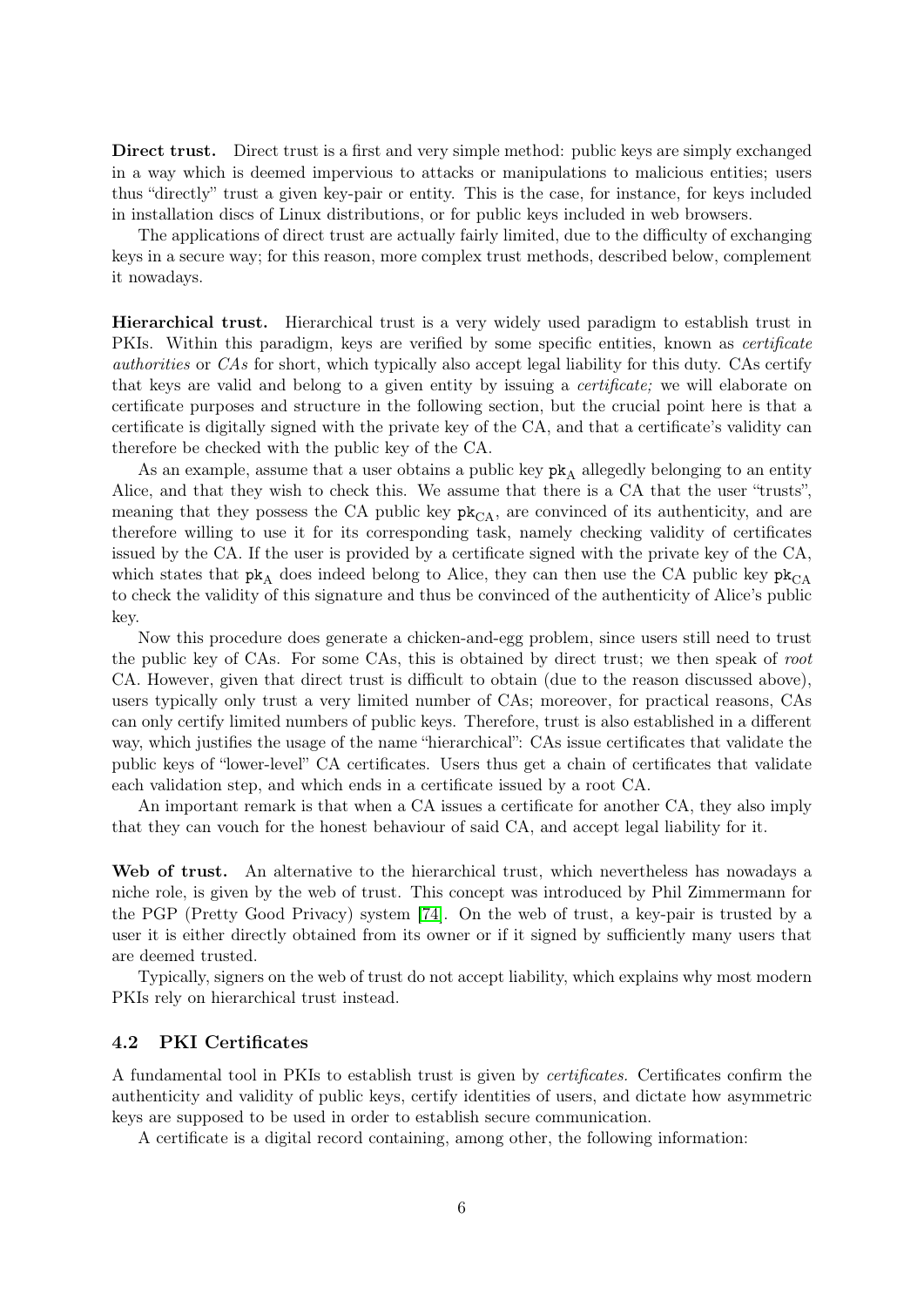**Direct trust.** Direct trust is a first and very simple method: public keys are simply exchanged in a way which is deemed impervious to attacks or manipulations to malicious entities; users thus "directly" trust a given key-pair or entity. This is the case, for instance, for keys included in installation discs of Linux distributions, or for public keys included in web browsers.

The applications of direct trust are actually fairly limited, due to the difficulty of exchanging keys in a secure way; for this reason, more complex trust methods, described below, complement it nowadays.

**Hierarchical trust.** Hierarchical trust is a very widely used paradigm to establish trust in PKIs. Within this paradigm, keys are verified by some specific entities, known as *certificate authorities* or *CAs* for short, which typically also accept legal liability for this duty. CAs certify that keys are valid and belong to a given entity by issuing a *certificate;* we will elaborate on certificate purposes and structure in the following section, but the crucial point here is that a certificate is digitally signed with the private key of the CA, and that a certificate's validity can therefore be checked with the public key of the CA.

As an example, assume that a user obtains a public key $\mathtt{pk}_{\mathrm{A}}$ allegedly belonging to an entity Alice, and that they wish to check this. We assume that there is a CA that the user "trusts", meaning that they possess the CA public key $\mathtt{pk}_{\mathrm{CA}}$, are convinced of its authenticity, and are therefore willing to use it for its corresponding task, namely checking validity of certificates issued by the CA. If the user is provided by a certificate signed with the private key of the CA, which states that $\mathtt{pk}_{\mathrm{A}}$ does indeed belong to Alice, they can then use the CA public key $\mathtt{pk}_{\mathrm{CA}}$ to check the validity of this signature and thus be convinced of the authenticity of Alice's public key.

Now this procedure does generate a chicken-and-egg problem, since users still need to trust the public key of CAs. For some CAs, this is obtained by direct trust; we then speak of *root* CA. However, given that direct trust is difficult to obtain (due to the reason discussed above), users typically only trust a very limited number of CAs; moreover, for practical reasons, CAs can only certify limited numbers of public keys. Therefore, trust is also established in a different way, which justifies the usage of the name "hierarchical": CAs issue certificates that validate the public keys of "lower-level" CA certificates. Users thus get a chain of certificates that validate each validation step, and which ends in a certificate issued by a root CA.

An important remark is that when a CA issues a certificate for another CA, they also imply that they can vouch for the honest behaviour of said CA, and accept legal liability for it.

**Web of trust.** An alternative to the hierarchical trust, which nevertheless has nowadays a niche role, is given by the web of trust. This concept was introduced by Phil Zimmermann for the PGP (Pretty Good Privacy) system [74]. On the web of trust, a key-pair is trusted by a user it is either directly obtained from its owner or if it signed by sufficiently many users that are deemed trusted.

Typically, signers on the web of trust do not accept liability, which explains why most modern PKIs rely on hierarchical trust instead.

### 4.2 PKI Certificates

A fundamental tool in PKIs to establish trust is given by *certificates.* Certificates confirm the authenticity and validity of public keys, certify identities of users, and dictate how asymmetric keys are supposed to be used in order to establish secure communication.

A certificate is a digital record containing, among other, the following information: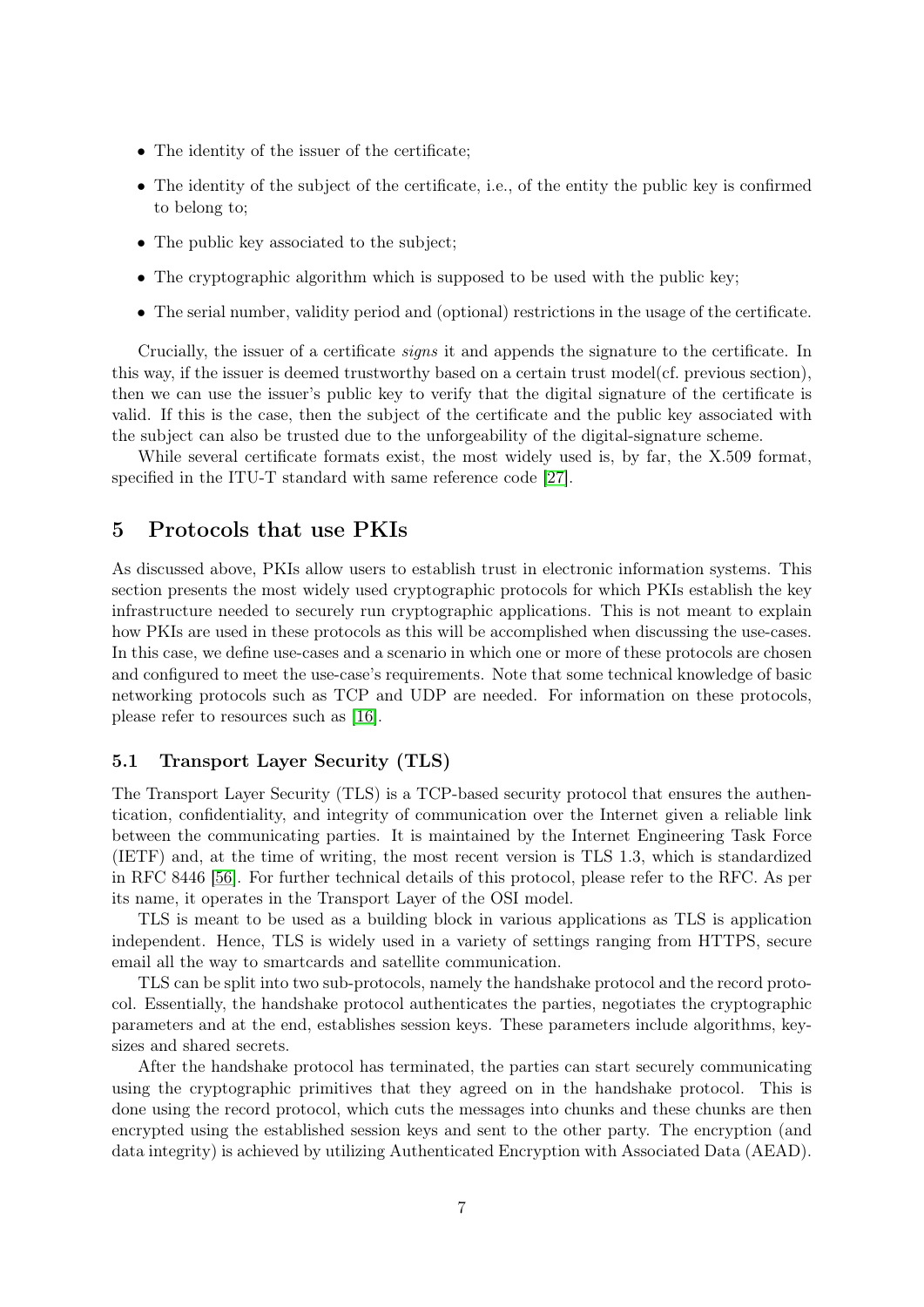- The identity of the issuer of the certificate;
- The identity of the subject of the certificate, i.e., of the entity the public key is confirmed to belong to;
- The public key associated to the subject;
- The cryptographic algorithm which is supposed to be used with the public key;
- The serial number, validity period and (optional) restrictions in the usage of the certificate.

Crucially, the issuer of a certificate *signs* it and appends the signature to the certificate. In this way, if the issuer is deemed trustworthy based on a certain trust model(cf. previous section), then we can use the issuer's public key to verify that the digital signature of the certificate is valid. If this is the case, then the subject of the certificate and the public key associated with the subject can also be trusted due to the unforgeability of the digital-signature scheme.

While several certificate formats exist, the most widely used is, by far, the X.509 format, specified in the ITU-T standard with same reference code [27].

## 5 Protocols that use PKIs

As discussed above, PKIs allow users to establish trust in electronic information systems. This section presents the most widely used cryptographic protocols for which PKIs establish the key infrastructure needed to securely run cryptographic applications. This is not meant to explain how PKIs are used in these protocols as this will be accomplished when discussing the use-cases. In this case, we define use-cases and a scenario in which one or more of these protocols are chosen and configured to meet the use-case's requirements. Note that some technical knowledge of basic networking protocols such as TCP and UDP are needed. For information on these protocols, please refer to resources such as [16].

### 5.1 Transport Layer Security (TLS)

The Transport Layer Security (TLS) is a TCP-based security protocol that ensures the authentication, confidentiality, and integrity of communication over the Internet given a reliable link between the communicating parties. It is maintained by the Internet Engineering Task Force (IETF) and, at the time of writing, the most recent version is TLS 1.3, which is standardized in RFC 8446 [56]. For further technical details of this protocol, please refer to the RFC. As per its name, it operates in the Transport Layer of the OSI model.

TLS is meant to be used as a building block in various applications as TLS is application independent. Hence, TLS is widely used in a variety of settings ranging from HTTPS, secure email all the way to smartcards and satellite communication.

TLS can be split into two sub-protocols, namely the handshake protocol and the record protocol. Essentially, the handshake protocol authenticates the parties, negotiates the cryptographic parameters and at the end, establishes session keys. These parameters include algorithms, key-sizes and shared secrets.

After the handshake protocol has terminated, the parties can start securely communicating using the cryptographic primitives that they agreed on in the handshake protocol. This is done using the record protocol, which cuts the messages into chunks and these chunks are then encrypted using the established session keys and sent to the other party. The encryption (and data integrity) is achieved by utilizing Authenticated Encryption with Associated Data (AEAD).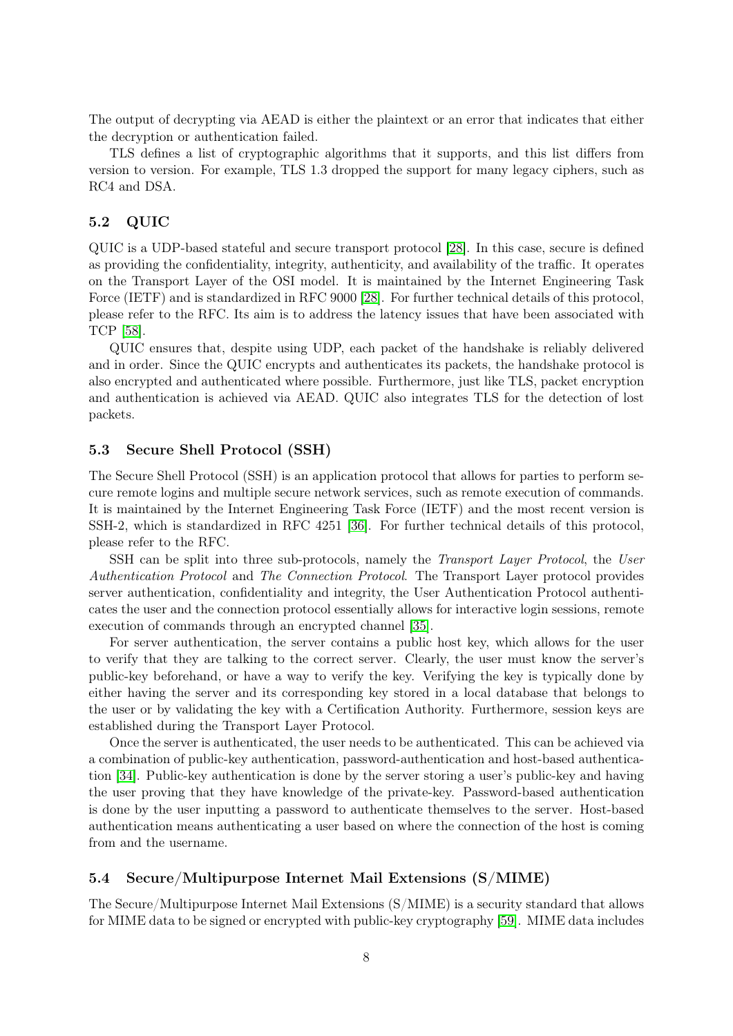The output of decrypting via AEAD is either the plaintext or an error that indicates that either the decryption or authentication failed.

TLS defines a list of cryptographic algorithms that it supports, and this list differs from version to version. For example, TLS 1.3 dropped the support for many legacy ciphers, such as RC4 and DSA.

### 5.2 QUIC

QUIC is a UDP-based stateful and secure transport protocol [28]. In this case, secure is defined as providing the confidentiality, integrity, authenticity, and availability of the traffic. It operates on the Transport Layer of the OSI model. It is maintained by the Internet Engineering Task Force (IETF) and is standardized in RFC 9000 [28]. For further technical details of this protocol, please refer to the RFC. Its aim is to address the latency issues that have been associated with TCP [58].

QUIC ensures that, despite using UDP, each packet of the handshake is reliably delivered and in order. Since the QUIC encrypts and authenticates its packets, the handshake protocol is also encrypted and authenticated where possible. Furthermore, just like TLS, packet encryption and authentication is achieved via AEAD. QUIC also integrates TLS for the detection of lost packets.

### 5.3 Secure Shell Protocol (SSH)

The Secure Shell Protocol (SSH) is an application protocol that allows for parties to perform secure remote logins and multiple secure network services, such as remote execution of commands. It is maintained by the Internet Engineering Task Force (IETF) and the most recent version is SSH-2, which is standardized in RFC 4251 [36]. For further technical details of this protocol, please refer to the RFC.

SSH can be split into three sub-protocols, namely the *Transport Layer Protocol*, the *User Authentication Protocol* and *The Connection Protocol*. The Transport Layer protocol provides server authentication, confidentiality and integrity, the User Authentication Protocol authenticates the user and the connection protocol essentially allows for interactive login sessions, remote execution of commands through an encrypted channel [35].

For server authentication, the server contains a public host key, which allows for the user to verify that they are talking to the correct server. Clearly, the user must know the server's public-key beforehand, or have a way to verify the key. Verifying the key is typically done by either having the server and its corresponding key stored in a local database that belongs to the user or by validating the key with a Certification Authority. Furthermore, session keys are established during the Transport Layer Protocol.

Once the server is authenticated, the user needs to be authenticated. This can be achieved via a combination of public-key authentication, password-authentication and host-based authentication [34]. Public-key authentication is done by the server storing a user's public-key and having the user proving that they have knowledge of the private-key. Password-based authentication is done by the user inputting a password to authenticate themselves to the server. Host-based authentication means authenticating a user based on where the connection of the host is coming from and the username.

### 5.4 Secure/Multipurpose Internet Mail Extensions (S/MIME)

The Secure/Multipurpose Internet Mail Extensions (S/MIME) is a security standard that allows for MIME data to be signed or encrypted with public-key cryptography [59]. MIME data includes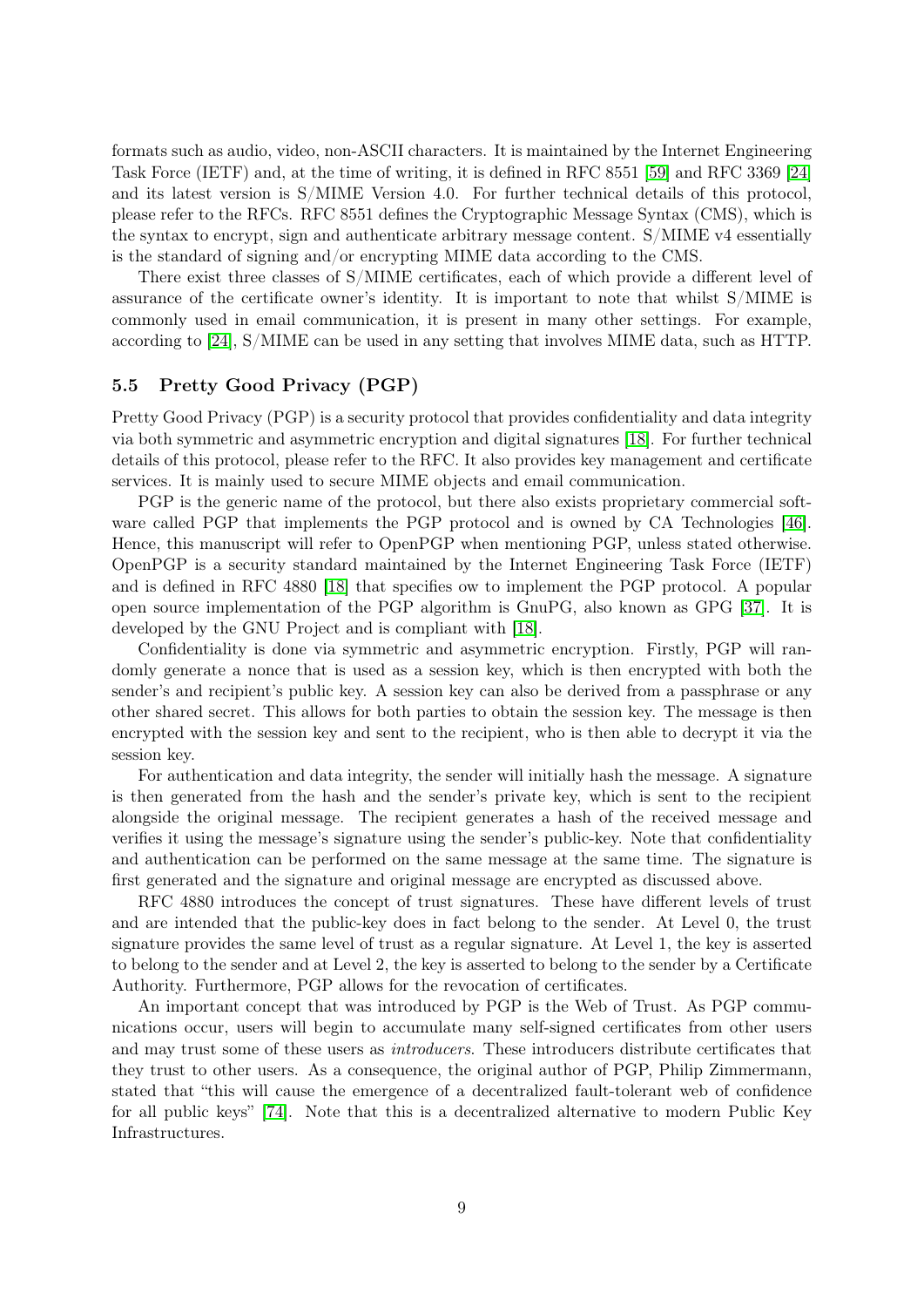formats such as audio, video, non-ASCII characters. It is maintained by the Internet Engineering Task Force (IETF) and, at the time of writing, it is defined in RFC 8551 [59] and RFC 3369 [24] and its latest version is S/MIME Version 4.0. For further technical details of this protocol, please refer to the RFCs. RFC 8551 defines the Cryptographic Message Syntax (CMS), which is the syntax to encrypt, sign and authenticate arbitrary message content. S/MIME v4 essentially is the standard of signing and/or encrypting MIME data according to the CMS.

There exist three classes of S/MIME certificates, each of which provide a different level of assurance of the certificate owner's identity. It is important to note that whilst S/MIME is commonly used in email communication, it is present in many other settings. For example, according to [24], S/MIME can be used in any setting that involves MIME data, such as HTTP.

### 5.5 Pretty Good Privacy (PGP)

Pretty Good Privacy (PGP) is a security protocol that provides confidentiality and data integrity via both symmetric and asymmetric encryption and digital signatures [18]. For further technical details of this protocol, please refer to the RFC. It also provides key management and certificate services. It is mainly used to secure MIME objects and email communication.

PGP is the generic name of the protocol, but there also exists proprietary commercial software called PGP that implements the PGP protocol and is owned by CA Technologies [46]. Hence, this manuscript will refer to OpenPGP when mentioning PGP, unless stated otherwise. OpenPGP is a security standard maintained by the Internet Engineering Task Force (IETF) and is defined in RFC 4880 [18] that specifies ow to implement the PGP protocol. A popular open source implementation of the PGP algorithm is GnuPG, also known as GPG [37]. It is developed by the GNU Project and is compliant with [18].

Confidentiality is done via symmetric and asymmetric encryption. Firstly, PGP will randomly generate a nonce that is used as a session key, which is then encrypted with both the sender's and recipient's public key. A session key can also be derived from a passphrase or any other shared secret. This allows for both parties to obtain the session key. The message is then encrypted with the session key and sent to the recipient, who is then able to decrypt it via the session key.

For authentication and data integrity, the sender will initially hash the message. A signature is then generated from the hash and the sender's private key, which is sent to the recipient alongside the original message. The recipient generates a hash of the received message and verifies it using the message's signature using the sender's public-key. Note that confidentiality and authentication can be performed on the same message at the same time. The signature is first generated and the signature and original message are encrypted as discussed above.

RFC 4880 introduces the concept of trust signatures. These have different levels of trust and are intended that the public-key does in fact belong to the sender. At Level 0, the trust signature provides the same level of trust as a regular signature. At Level 1, the key is asserted to belong to the sender and at Level 2, the key is asserted to belong to the sender by a Certificate Authority. Furthermore, PGP allows for the revocation of certificates.

An important concept that was introduced by PGP is the Web of Trust. As PGP communications occur, users will begin to accumulate many self-signed certificates from other users and may trust some of these users as *introducers*. These introducers distribute certificates that they trust to other users. As a consequence, the original author of PGP, Philip Zimmermann, stated that "this will cause the emergence of a decentralized fault-tolerant web of confidence for all public keys" [74]. Note that this is a decentralized alternative to modern Public Key Infrastructures.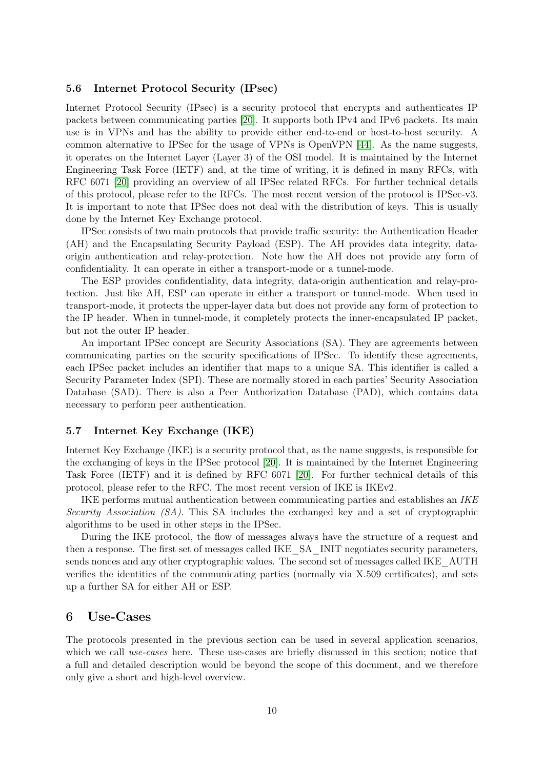### 5.6 Internet Protocol Security (IPsec)

Internet Protocol Security (IPsec) is a security protocol that encrypts and authenticates IP packets between communicating parties [20]. It supports both IPv4 and IPv6 packets. Its main use is in VPNs and has the ability to provide either end-to-end or host-to-host security. A common alternative to IPSec for the usage of VPNs is OpenVPN [44]. As the name suggests, it operates on the Internet Layer (Layer 3) of the OSI model. It is maintained by the Internet Engineering Task Force (IETF) and, at the time of writing, it is defined in many RFCs, with RFC 6071 [20] providing an overview of all IPSec related RFCs. For further technical details of this protocol, please refer to the RFCs. The most recent version of the protocol is IPSec-v3. It is important to note that IPSec does not deal with the distribution of keys. This is usually done by the Internet Key Exchange protocol.

IPSec consists of two main protocols that provide traffic security: the Authentication Header (AH) and the Encapsulating Security Payload (ESP). The AH provides data integrity, data-origin authentication and relay-protection. Note how the AH does not provide any form of confidentiality. It can operate in either a transport-mode or a tunnel-mode.

The ESP provides confidentiality, data integrity, data-origin authentication and relay-protection. Just like AH, ESP can operate in either a transport or tunnel-mode. When used in transport-mode, it protects the upper-layer data but does not provide any form of protection to the IP header. When in tunnel-mode, it completely protects the inner-encapsulated IP packet, but not the outer IP header.

An important IPSec concept are Security Associations (SA). They are agreements between communicating parties on the security specifications of IPSec. To identify these agreements, each IPSec packet includes an identifier that maps to a unique SA. This identifier is called a Security Parameter Index (SPI). These are normally stored in each parties' Security Association Database (SAD). There is also a Peer Authorization Database (PAD), which contains data necessary to perform peer authentication.

### 5.7 Internet Key Exchange (IKE)

Internet Key Exchange (IKE) is a security protocol that, as the name suggests, is responsible for the exchanging of keys in the IPSec protocol [20]. It is maintained by the Internet Engineering Task Force (IETF) and it is defined by RFC 6071 [20]. For further technical details of this protocol, please refer to the RFC. The most recent version of IKE is IKEv2.

IKE performs mutual authentication between communicating parties and establishes an *IKE Security Association (SA)*. This SA includes the exchanged key and a set of cryptographic algorithms to be used in other steps in the IPSec.

During the IKE protocol, the flow of messages always have the structure of a request and then a response. The first set of messages called IKE_SA_INIT negotiates security parameters, sends nonces and any other cryptographic values. The second set of messages called IKE_AUTH verifies the identities of the communicating parties (normally via X.509 certificates), and sets up a further SA for either AH or ESP.

## 6 Use-Cases

The protocols presented in the previous section can be used in several application scenarios, which we call *use-cases* here. These use-cases are briefly discussed in this section; notice that a full and detailed description would be beyond the scope of this document, and we therefore only give a short and high-level overview.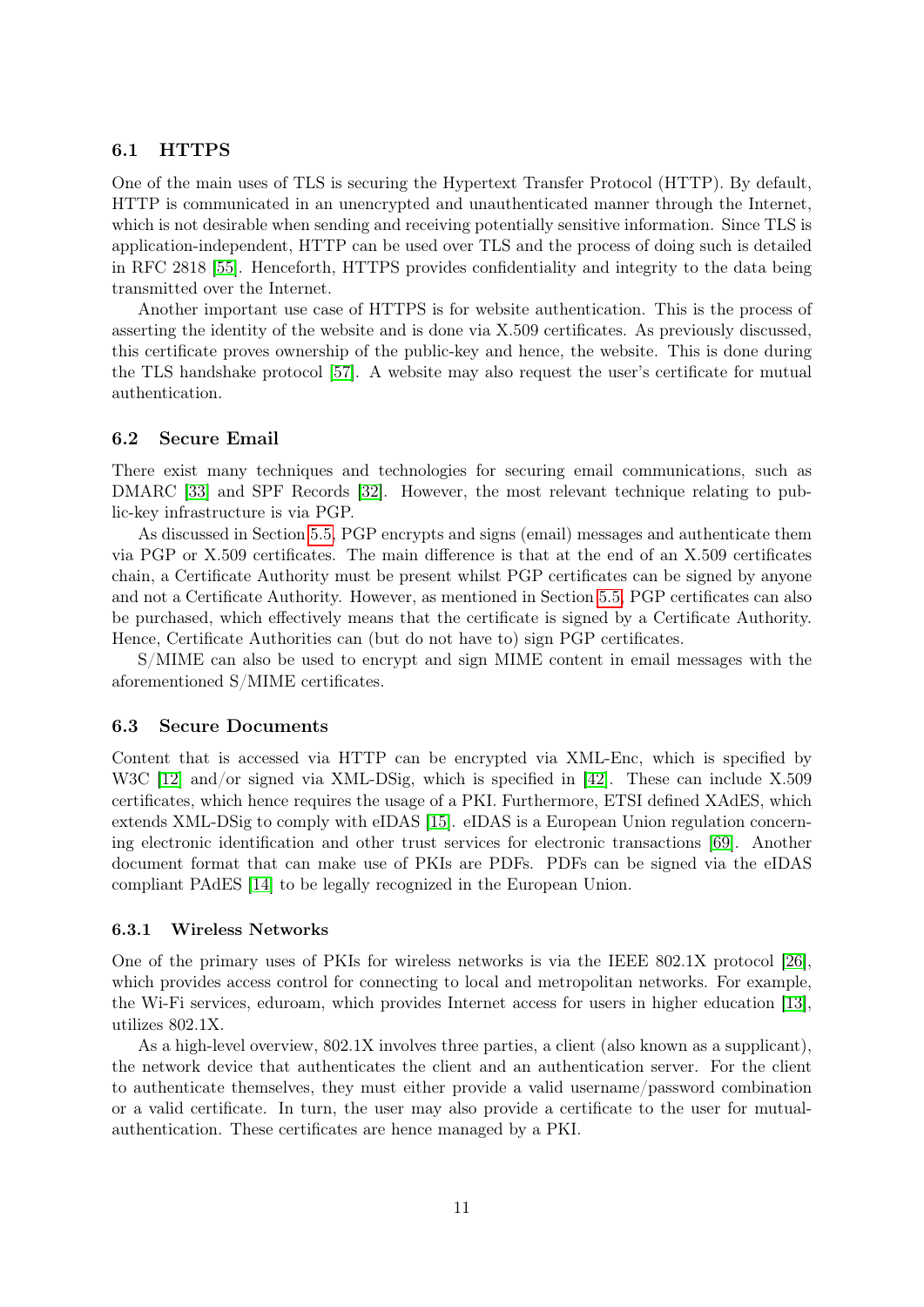## 6.1 HTTPS

One of the main uses of TLS is securing the Hypertext Transfer Protocol (HTTP). By default, HTTP is communicated in an unencrypted and unauthenticated manner through the Internet, which is not desirable when sending and receiving potentially sensitive information. Since TLS is application-independent, HTTP can be used over TLS and the process of doing such is detailed in RFC 2818 [55]. Henceforth, HTTPS provides confidentiality and integrity to the data being transmitted over the Internet.

Another important use case of HTTPS is for website authentication. This is the process of asserting the identity of the website and is done via X.509 certificates. As previously discussed, this certificate proves ownership of the public-key and hence, the website. This is done during the TLS handshake protocol [57]. A website may also request the user's certificate for mutual authentication.

## 6.2 Secure Email

There exist many techniques and technologies for securing email communications, such as DMARC [33] and SPF Records [32]. However, the most relevant technique relating to public-key infrastructure is via PGP.

As discussed in Section 5.5, PGP encrypts and signs (email) messages and authenticate them via PGP or X.509 certificates. The main difference is that at the end of an X.509 certificates chain, a Certificate Authority must be present whilst PGP certificates can be signed by anyone and not a Certificate Authority. However, as mentioned in Section 5.5, PGP certificates can also be purchased, which effectively means that the certificate is signed by a Certificate Authority. Hence, Certificate Authorities can (but do not have to) sign PGP certificates.

S/MIME can also be used to encrypt and sign MIME content in email messages with the aforementioned S/MIME certificates.

## 6.3 Secure Documents

Content that is accessed via HTTP can be encrypted via XML-Enc, which is specified by W3C [12] and/or signed via XML-DSig, which is specified in [42]. These can include X.509 certificates, which hence requires the usage of a PKI. Furthermore, ETSI defined XAdES, which extends XML-DSig to comply with eIDAS [15]. eIDAS is a European Union regulation concerning electronic identification and other trust services for electronic transactions [69]. Another document format that can make use of PKIs are PDFs. PDFs can be signed via the eIDAS compliant PAdES [14] to be legally recognized in the European Union.

### 6.3.1 Wireless Networks

One of the primary uses of PKIs for wireless networks is via the IEEE 802.1X protocol [26], which provides access control for connecting to local and metropolitan networks. For example, the Wi-Fi services, eduroam, which provides Internet access for users in higher education [13], utilizes 802.1X.

As a high-level overview, 802.1X involves three parties, a client (also known as a supplicant), the network device that authenticates the client and an authentication server. For the client to authenticate themselves, they must either provide a valid username/password combination or a valid certificate. In turn, the user may also provide a certificate to the user for mutual-authentication. These certificates are hence managed by a PKI.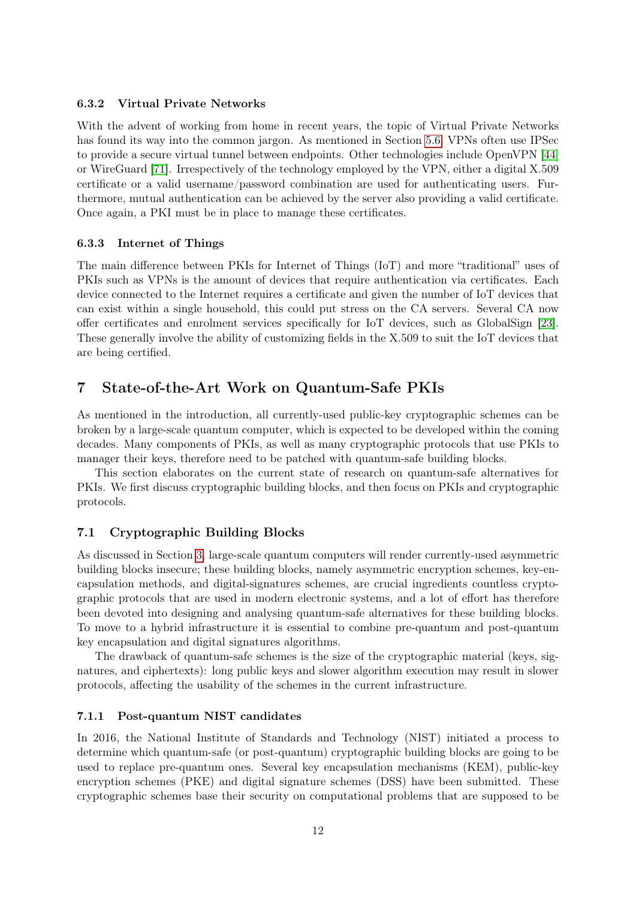### 6.3.2 Virtual Private Networks

With the advent of working from home in recent years, the topic of Virtual Private Networks has found its way into the common jargon. As mentioned in Section 5.6, VPNs often use IPSec to provide a secure virtual tunnel between endpoints. Other technologies include OpenVPN [44] or WireGuard [71]. Irrespectively of the technology employed by the VPN, either a digital X.509 certificate or a valid username/password combination are used for authenticating users. Furthermore, mutual authentication can be achieved by the server also providing a valid certificate. Once again, a PKI must be in place to manage these certificates.

### 6.3.3 Internet of Things

The main difference between PKIs for Internet of Things (IoT) and more "traditional" uses of PKIs such as VPNs is the amount of devices that require authentication via certificates. Each device connected to the Internet requires a certificate and given the number of IoT devices that can exist within a single household, this could put stress on the CA servers. Several CA now offer certificates and enrolment services specifically for IoT devices, such as GlobalSign [23]. These generally involve the ability of customizing fields in the X.509 to suit the IoT devices that are being certified.

# 7 State-of-the-Art Work on Quantum-Safe PKIs

As mentioned in the introduction, all currently-used public-key cryptographic schemes can be broken by a large-scale quantum computer, which is expected to be developed within the coming decades. Many components of PKIs, as well as many cryptographic protocols that use PKIs to manager their keys, therefore need to be patched with quantum-safe building blocks.

This section elaborates on the current state of research on quantum-safe alternatives for PKIs. We first discuss cryptographic building blocks, and then focus on PKIs and cryptographic protocols.

## 7.1 Cryptographic Building Blocks

As discussed in Section 3, large-scale quantum computers will render currently-used asymmetric building blocks insecure; these building blocks, namely asymmetric encryption schemes, key-encapsulation methods, and digital-signatures schemes, are crucial ingredients countless cryptographic protocols that are used in modern electronic systems, and a lot of effort has therefore been devoted into designing and analysing quantum-safe alternatives for these building blocks. To move to a hybrid infrastructure it is essential to combine pre-quantum and post-quantum key encapsulation and digital signatures algorithms.

The drawback of quantum-safe schemes is the size of the cryptographic material (keys, signatures, and ciphertexts): long public keys and slower algorithm execution may result in slower protocols, affecting the usability of the schemes in the current infrastructure.

### 7.1.1 Post-quantum NIST candidates

In 2016, the National Institute of Standards and Technology (NIST) initiated a process to determine which quantum-safe (or post-quantum) cryptographic building blocks are going to be used to replace pre-quantum ones. Several key encapsulation mechanisms (KEM), public-key encryption schemes (PKE) and digital signature schemes (DSS) have been submitted. These cryptographic schemes base their security on computational problems that are supposed to be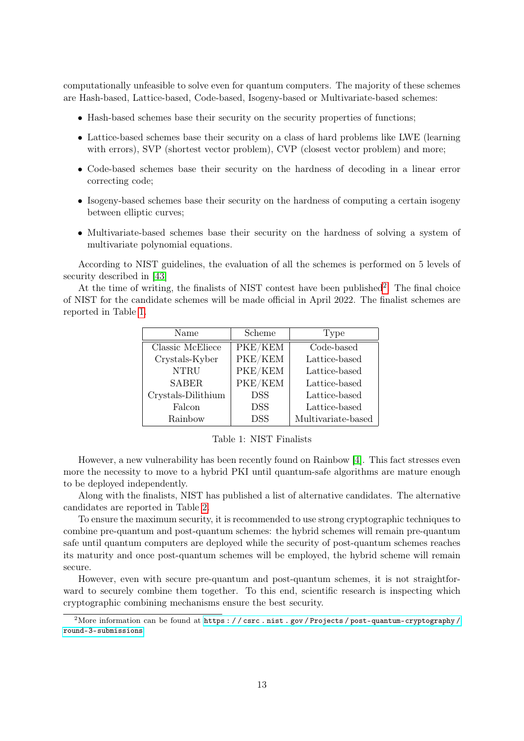computationally unfeasible to solve even for quantum computers. The majority of these schemes are Hash-based, Lattice-based, Code-based, Isogeny-based or Multivariate-based schemes:

- Hash-based schemes base their security on the security properties of functions;
- Lattice-based schemes base their security on a class of hard problems like LWE (learning with errors), SVP (shortest vector problem), CVP (closest vector problem) and more;
- Code-based schemes base their security on the hardness of decoding in a linear error correcting code;
- Isogeny-based schemes base their security on the hardness of computing a certain isogeny between elliptic curves;
- Multivariate-based schemes base their security on the hardness of solving a system of multivariate polynomial equations.

According to NIST guidelines, the evaluation of all the schemes is performed on 5 levels of security described in [43]

At the time of writing, the finalists of NIST contest have been published[2]. The final choice of NIST for the candidate schemes will be made official in April 2022. The finalist schemes are reported in Table 1.

| Name | Scheme | Type |
|---|---|---|
| Classic McEliece | PKE/KEM | Code-based |
| Crystals-Kyber | PKE/KEM | Lattice-based |
| NTRU | PKE/KEM | Lattice-based |
| SABER | PKE/KEM | Lattice-based |
| Crystals-Dilithium | DSS | Lattice-based |
| Falcon | DSS | Lattice-based |
| Rainbow | DSS | Multivariate-based |

Table 1: NIST Finalists

However, a new vulnerability has been recently found on Rainbow [4]. This fact stresses even more the necessity to move to a hybrid PKI until quantum-safe algorithms are mature enough to be deployed independently.

Along with the finalists, NIST has published a list of alternative candidates. The alternative candidates are reported in Table 2.

To ensure the maximum security, it is recommended to use strong cryptographic techniques to combine pre-quantum and post-quantum schemes: the hybrid schemes will remain pre-quantum safe until quantum computers are deployed while the security of post-quantum schemes reaches its maturity and once post-quantum schemes will be employed, the hybrid scheme will remain secure.

However, even with secure pre-quantum and post-quantum schemes, it is not straightforward to securely combine them together. To this end, scientific research is inspecting which cryptographic combining mechanisms ensure the best security.

[2] More information can be found at https://csrc.nist.gov/Projects/post-quantum-cryptography/round-3-submissions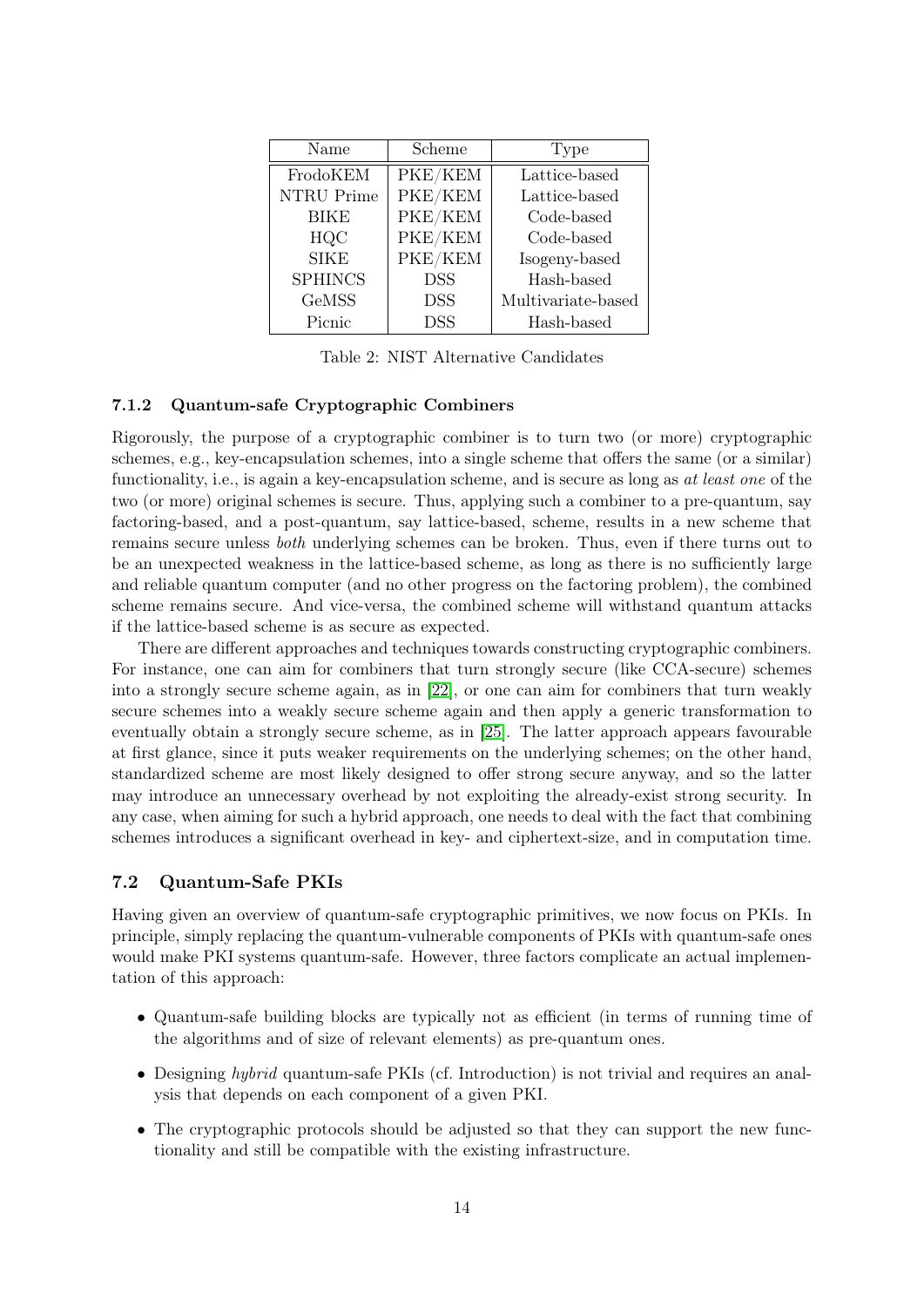| Name | Scheme | Type |
|---|---|---|
| FrodoKEM | PKE/KEM | Lattice-based |
| NTRU Prime | PKE/KEM | Lattice-based |
| BIKE | PKE/KEM | Code-based |
| HQC | PKE/KEM | Code-based |
| SIKE | PKE/KEM | Isogeny-based |
| SPHINCS | DSS | Hash-based |
| GeMSS | DSS | Multivariate-based |
| Picnic | DSS | Hash-based |

Table 2: NIST Alternative Candidates

#### 7.1.2 Quantum-safe Cryptographic Combiners

Rigorously, the purpose of a cryptographic combiner is to turn two (or more) cryptographic schemes, e.g., key-encapsulation schemes, into a single scheme that offers the same (or a similar) functionality, i.e., is again a key-encapsulation scheme, and is secure as long as *at least one* of the two (or more) original schemes is secure. Thus, applying such a combiner to a pre-quantum, say factoring-based, and a post-quantum, say lattice-based, scheme, results in a new scheme that remains secure unless *both* underlying schemes can be broken. Thus, even if there turns out to be an unexpected weakness in the lattice-based scheme, as long as there is no sufficiently large and reliable quantum computer (and no other progress on the factoring problem), the combined scheme remains secure. And vice-versa, the combined scheme will withstand quantum attacks if the lattice-based scheme is as secure as expected.

There are different approaches and techniques towards constructing cryptographic combiners. For instance, one can aim for combiners that turn strongly secure (like CCA-secure) schemes into a strongly secure scheme again, as in [22], or one can aim for combiners that turn weakly secure schemes into a weakly secure scheme again and then apply a generic transformation to eventually obtain a strongly secure scheme, as in [25]. The latter approach appears favourable at first glance, since it puts weaker requirements on the underlying schemes; on the other hand, standardized scheme are most likely designed to offer strong secure anyway, and so the latter may introduce an unnecessary overhead by not exploiting the already-exist strong security. In any case, when aiming for such a hybrid approach, one needs to deal with the fact that combining schemes introduces a significant overhead in key- and ciphertext-size, and in computation time.

### 7.2 Quantum-Safe PKIs

Having given an overview of quantum-safe cryptographic primitives, we now focus on PKIs. In principle, simply replacing the quantum-vulnerable components of PKIs with quantum-safe ones would make PKI systems quantum-safe. However, three factors complicate an actual implementation of this approach:

- Quantum-safe building blocks are typically not as efficient (in terms of running time of the algorithms and of size of relevant elements) as pre-quantum ones.
- Designing *hybrid* quantum-safe PKIs (cf. Introduction) is not trivial and requires an analysis that depends on each component of a given PKI.
- The cryptographic protocols should be adjusted so that they can support the new functionality and still be compatible with the existing infrastructure.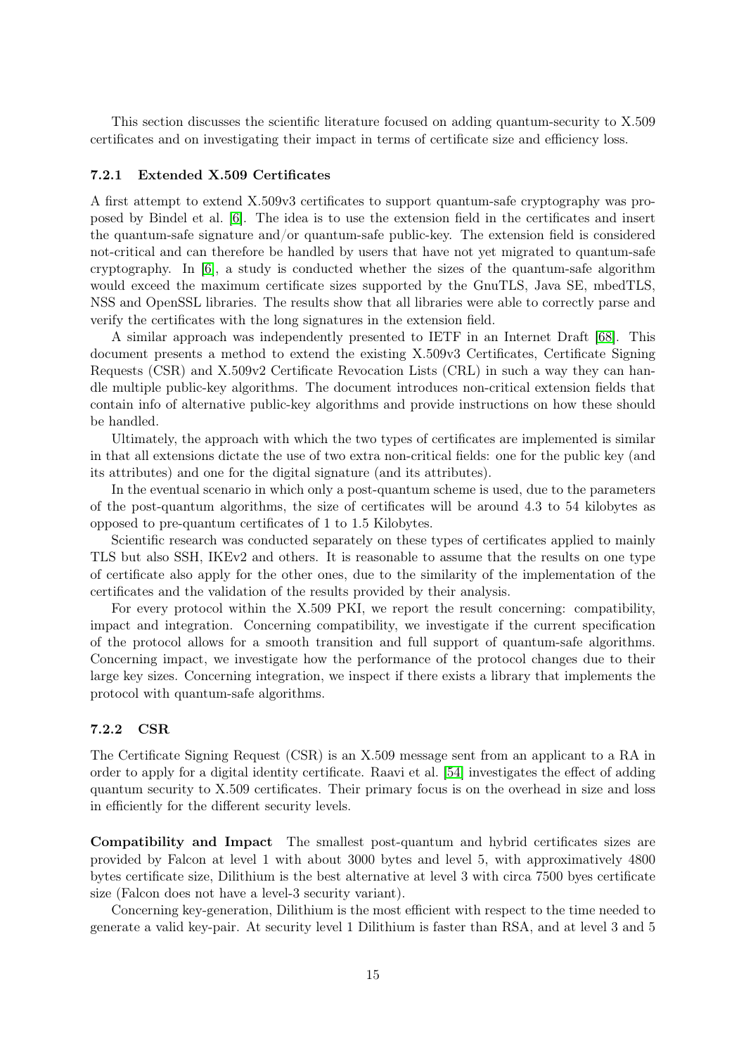This section discusses the scientific literature focused on adding quantum-security to X.509 certificates and on investigating their impact in terms of certificate size and efficiency loss.

### 7.2.1 Extended X.509 Certificates

A first attempt to extend X.509v3 certificates to support quantum-safe cryptography was proposed by Bindel et al. [6]. The idea is to use the extension field in the certificates and insert the quantum-safe signature and/or quantum-safe public-key. The extension field is considered not-critical and can therefore be handled by users that have not yet migrated to quantum-safe cryptography. In [6], a study is conducted whether the sizes of the quantum-safe algorithm would exceed the maximum certificate sizes supported by the GnuTLS, Java SE, mbedTLS, NSS and OpenSSL libraries. The results show that all libraries were able to correctly parse and verify the certificates with the long signatures in the extension field.

A similar approach was independently presented to IETF in an Internet Draft [68]. This document presents a method to extend the existing X.509v3 Certificates, Certificate Signing Requests (CSR) and X.509v2 Certificate Revocation Lists (CRL) in such a way they can handle multiple public-key algorithms. The document introduces non-critical extension fields that contain info of alternative public-key algorithms and provide instructions on how these should be handled.

Ultimately, the approach with which the two types of certificates are implemented is similar in that all extensions dictate the use of two extra non-critical fields: one for the public key (and its attributes) and one for the digital signature (and its attributes).

In the eventual scenario in which only a post-quantum scheme is used, due to the parameters of the post-quantum algorithms, the size of certificates will be around 4.3 to 54 kilobytes as opposed to pre-quantum certificates of 1 to 1.5 Kilobytes.

Scientific research was conducted separately on these types of certificates applied to mainly TLS but also SSH, IKEv2 and others. It is reasonable to assume that the results on one type of certificate also apply for the other ones, due to the similarity of the implementation of the certificates and the validation of the results provided by their analysis.

For every protocol within the X.509 PKI, we report the result concerning: compatibility, impact and integration. Concerning compatibility, we investigate if the current specification of the protocol allows for a smooth transition and full support of quantum-safe algorithms. Concerning impact, we investigate how the performance of the protocol changes due to their large key sizes. Concerning integration, we inspect if there exists a library that implements the protocol with quantum-safe algorithms.

### 7.2.2 CSR

The Certificate Signing Request (CSR) is an X.509 message sent from an applicant to a RA in order to apply for a digital identity certificate. Raavi et al. [54] investigates the effect of adding quantum security to X.509 certificates. Their primary focus is on the overhead in size and loss in efficiently for the different security levels.

**Compatibility and Impact** The smallest post-quantum and hybrid certificates sizes are provided by Falcon at level 1 with about 3000 bytes and level 5, with approximatively 4800 bytes certificate size, Dilithium is the best alternative at level 3 with circa 7500 byes certificate size (Falcon does not have a level-3 security variant).

Concerning key-generation, Dilithium is the most efficient with respect to the time needed to generate a valid key-pair. At security level 1 Dilithium is faster than RSA, and at level 3 and 5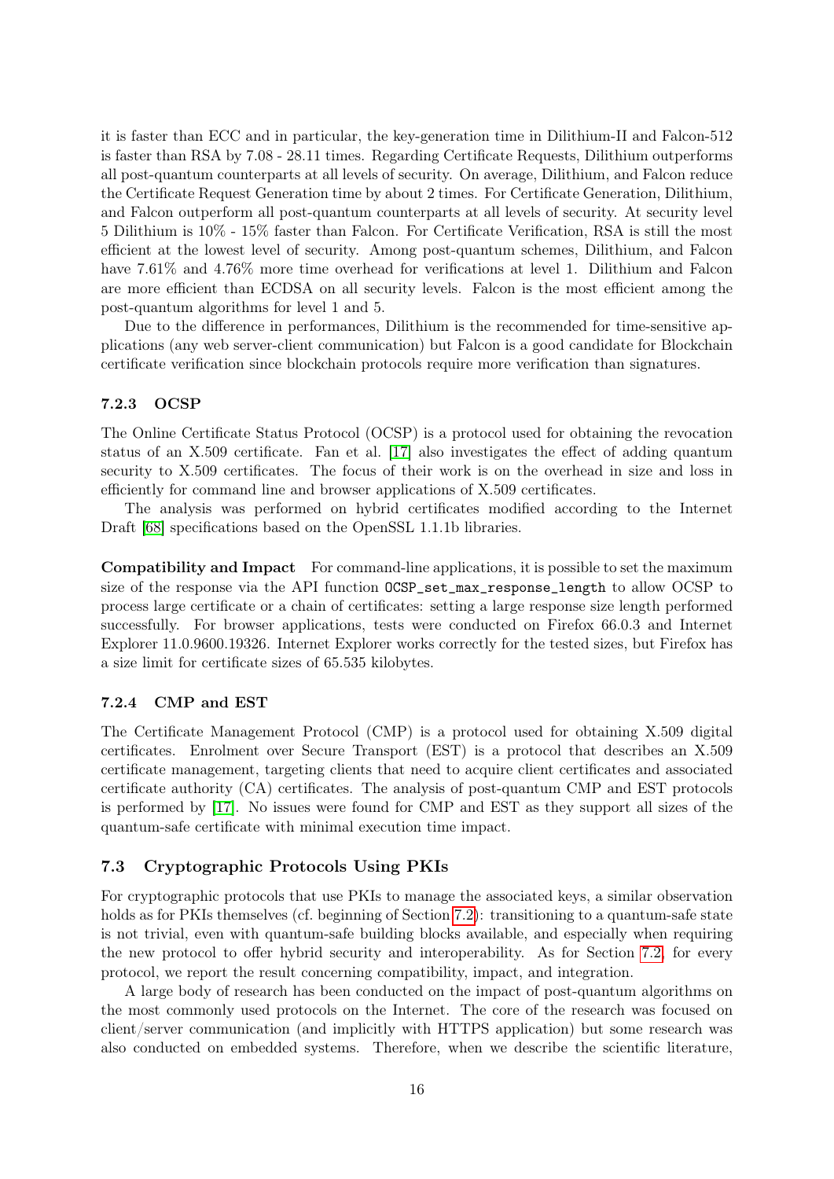it is faster than ECC and in particular, the key-generation time in Dilithium-II and Falcon-512 is faster than RSA by 7.08 - 28.11 times. Regarding Certificate Requests, Dilithium outperforms all post-quantum counterparts at all levels of security. On average, Dilithium, and Falcon reduce the Certificate Request Generation time by about 2 times. For Certificate Generation, Dilithium, and Falcon outperform all post-quantum counterparts at all levels of security. At security level 5 Dilithium is 10% - 15% faster than Falcon. For Certificate Verification, RSA is still the most efficient at the lowest level of security. Among post-quantum schemes, Dilithium, and Falcon have 7.61% and 4.76% more time overhead for verifications at level 1. Dilithium and Falcon are more efficient than ECDSA on all security levels. Falcon is the most efficient among the post-quantum algorithms for level 1 and 5.

Due to the difference in performances, Dilithium is the recommended for time-sensitive applications (any web server-client communication) but Falcon is a good candidate for Blockchain certificate verification since blockchain protocols require more verification than signatures.

### 7.2.3 OCSP

The Online Certificate Status Protocol (OCSP) is a protocol used for obtaining the revocation status of an X.509 certificate. Fan et al. [17] also investigates the effect of adding quantum security to X.509 certificates. The focus of their work is on the overhead in size and loss in efficiently for command line and browser applications of X.509 certificates.

The analysis was performed on hybrid certificates modified according to the Internet Draft [68] specifications based on the OpenSSL 1.1.1b libraries.

**Compatibility and Impact** For command-line applications, it is possible to set the maximum size of the response via the API function `OCSP_set_max_response_length` to allow OCSP to process large certificate or a chain of certificates: setting a large response size length performed successfully. For browser applications, tests were conducted on Firefox 66.0.3 and Internet Explorer 11.0.9600.19326. Internet Explorer works correctly for the tested sizes, but Firefox has a size limit for certificate sizes of 65.535 kilobytes.

### 7.2.4 CMP and EST

The Certificate Management Protocol (CMP) is a protocol used for obtaining X.509 digital certificates. Enrolment over Secure Transport (EST) is a protocol that describes an X.509 certificate management, targeting clients that need to acquire client certificates and associated certificate authority (CA) certificates. The analysis of post-quantum CMP and EST protocols is performed by [17]. No issues were found for CMP and EST as they support all sizes of the quantum-safe certificate with minimal execution time impact.

## 7.3 Cryptographic Protocols Using PKIs

For cryptographic protocols that use PKIs to manage the associated keys, a similar observation holds as for PKIs themselves (cf. beginning of Section 7.2): transitioning to a quantum-safe state is not trivial, even with quantum-safe building blocks available, and especially when requiring the new protocol to offer hybrid security and interoperability. As for Section 7.2, for every protocol, we report the result concerning compatibility, impact, and integration.

A large body of research has been conducted on the impact of post-quantum algorithms on the most commonly used protocols on the Internet. The core of the research was focused on client/server communication (and implicitly with HTTPS application) but some research was also conducted on embedded systems. Therefore, when we describe the scientific literature,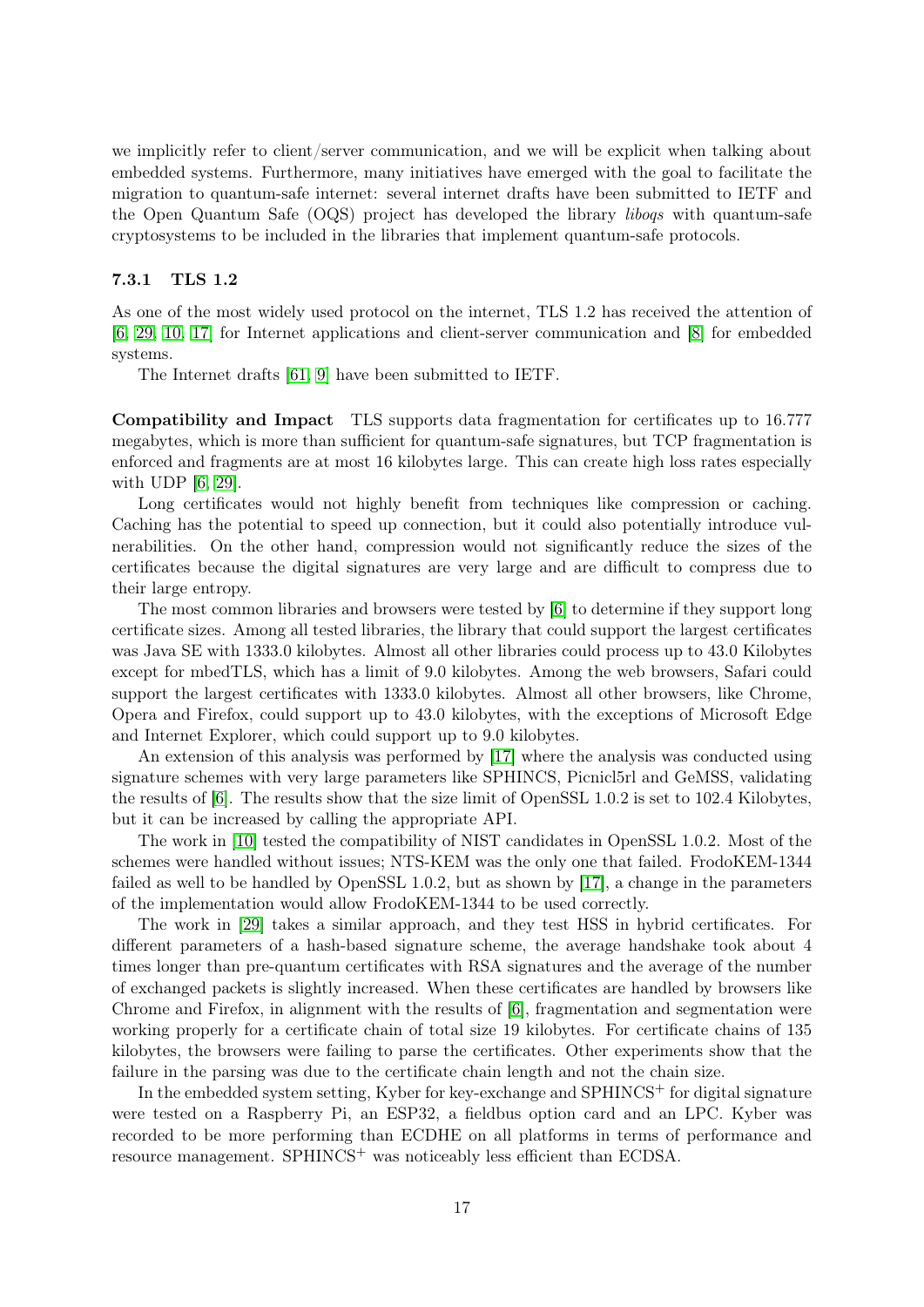we implicitly refer to client/server communication, and we will be explicit when talking about embedded systems. Furthermore, many initiatives have emerged with the goal to facilitate the migration to quantum-safe internet: several internet drafts have been submitted to IETF and the Open Quantum Safe (OQS) project has developed the library *liboqs* with quantum-safe cryptosystems to be included in the libraries that implement quantum-safe protocols.

### 7.3.1 TLS 1.2

As one of the most widely used protocol on the internet, TLS 1.2 has received the attention of [6, 29, 10, 17] for Internet applications and client-server communication and [8] for embedded systems.

The Internet drafts [61, 9] have been submitted to IETF.

**Compatibility and Impact** TLS supports data fragmentation for certificates up to 16.777 megabytes, which is more than sufficient for quantum-safe signatures, but TCP fragmentation is enforced and fragments are at most 16 kilobytes large. This can create high loss rates especially with UDP [6, 29].

Long certificates would not highly benefit from techniques like compression or caching. Caching has the potential to speed up connection, but it could also potentially introduce vulnerabilities. On the other hand, compression would not significantly reduce the sizes of the certificates because the digital signatures are very large and are difficult to compress due to their large entropy.

The most common libraries and browsers were tested by [6] to determine if they support long certificate sizes. Among all tested libraries, the library that could support the largest certificates was Java SE with 1333.0 kilobytes. Almost all other libraries could process up to 43.0 Kilobytes except for mbedTLS, which has a limit of 9.0 kilobytes. Among the web browsers, Safari could support the largest certificates with 1333.0 kilobytes. Almost all other browsers, like Chrome, Opera and Firefox, could support up to 43.0 kilobytes, with the exceptions of Microsoft Edge and Internet Explorer, which could support up to 9.0 kilobytes.

An extension of this analysis was performed by [17] where the analysis was conducted using signature schemes with very large parameters like SPHINCS, Picnicl5rl and GeMSS, validating the results of [6]. The results show that the size limit of OpenSSL 1.0.2 is set to 102.4 Kilobytes, but it can be increased by calling the appropriate API.

The work in [10] tested the compatibility of NIST candidates in OpenSSL 1.0.2. Most of the schemes were handled without issues; NTS-KEM was the only one that failed. FrodoKEM-1344 failed as well to be handled by OpenSSL 1.0.2, but as shown by [17], a change in the parameters of the implementation would allow FrodoKEM-1344 to be used correctly.

The work in [29] takes a similar approach, and they test HSS in hybrid certificates. For different parameters of a hash-based signature scheme, the average handshake took about 4 times longer than pre-quantum certificates with RSA signatures and the average of the number of exchanged packets is slightly increased. When these certificates are handled by browsers like Chrome and Firefox, in alignment with the results of [6], fragmentation and segmentation were working properly for a certificate chain of total size 19 kilobytes. For certificate chains of 135 kilobytes, the browsers were failing to parse the certificates. Other experiments show that the failure in the parsing was due to the certificate chain length and not the chain size.

In the embedded system setting, Kyber for key-exchange and SPHINCS$^+$ for digital signature were tested on a Raspberry Pi, an ESP32, a fieldbus option card and an LPC. Kyber was recorded to be more performing than ECDHE on all platforms in terms of performance and resource management. SPHINCS$^+$ was noticeably less efficient than ECDSA.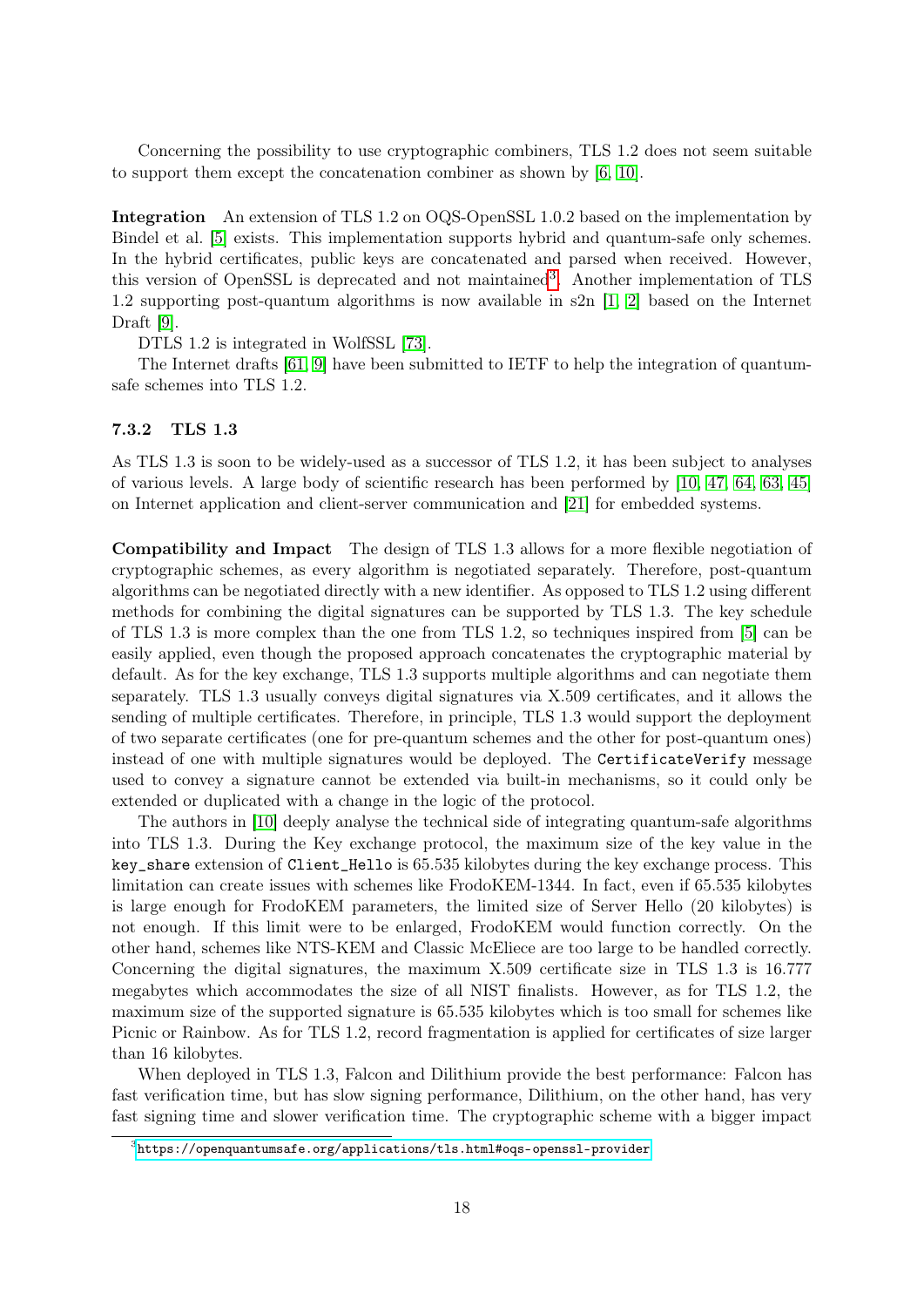Concerning the possibility to use cryptographic combiners, TLS 1.2 does not seem suitable to support them except the concatenation combiner as shown by [6, 10].

**Integration** An extension of TLS 1.2 on OQS-OpenSSL 1.0.2 based on the implementation by Bindel et al. [5] exists. This implementation supports hybrid and quantum-safe only schemes. In the hybrid certificates, public keys are concatenated and parsed when received. However, this version of OpenSSL is deprecated and not maintained[3]. Another implementation of TLS 1.2 supporting post-quantum algorithms is now available in s2n [1, 2] based on the Internet Draft [9].

DTLS 1.2 is integrated in WolfSSL [73].

The Internet drafts [61, 9] have been submitted to IETF to help the integration of quantum-safe schemes into TLS 1.2.

### 7.3.2 TLS 1.3

As TLS 1.3 is soon to be widely-used as a successor of TLS 1.2, it has been subject to analyses of various levels. A large body of scientific research has been performed by [10, 47, 64, 63, 45] on Internet application and client-server communication and [21] for embedded systems.

**Compatibility and Impact** The design of TLS 1.3 allows for a more flexible negotiation of cryptographic schemes, as every algorithm is negotiated separately. Therefore, post-quantum algorithms can be negotiated directly with a new identifier. As opposed to TLS 1.2 using different methods for combining the digital signatures can be supported by TLS 1.3. The key schedule of TLS 1.3 is more complex than the one from TLS 1.2, so techniques inspired from [5] can be easily applied, even though the proposed approach concatenates the cryptographic material by default. As for the key exchange, TLS 1.3 supports multiple algorithms and can negotiate them separately. TLS 1.3 usually conveys digital signatures via X.509 certificates, and it allows the sending of multiple certificates. Therefore, in principle, TLS 1.3 would support the deployment of two separate certificates (one for pre-quantum schemes and the other for post-quantum ones) instead of one with multiple signatures would be deployed. The `CertificateVerify` message used to convey a signature cannot be extended via built-in mechanisms, so it could only be extended or duplicated with a change in the logic of the protocol.

The authors in [10] deeply analyse the technical side of integrating quantum-safe algorithms into TLS 1.3. During the Key exchange protocol, the maximum size of the key value in the `key_share` extension of `Client_Hello` is 65.535 kilobytes during the key exchange process. This limitation can create issues with schemes like FrodoKEM-1344. In fact, even if 65.535 kilobytes is large enough for FrodoKEM parameters, the limited size of Server Hello (20 kilobytes) is not enough. If this limit were to be enlarged, FrodoKEM would function correctly. On the other hand, schemes like NTS-KEM and Classic McEliece are too large to be handled correctly. Concerning the digital signatures, the maximum X.509 certificate size in TLS 1.3 is 16.777 megabytes which accommodates the size of all NIST finalists. However, as for TLS 1.2, the maximum size of the supported signature is 65.535 kilobytes which is too small for schemes like Picnic or Rainbow. As for TLS 1.2, record fragmentation is applied for certificates of size larger than 16 kilobytes.

When deployed in TLS 1.3, Falcon and Dilithium provide the best performance: Falcon has fast verification time, but has slow signing performance, Dilithium, on the other hand, has very fast signing time and slower verification time. The cryptographic scheme with a bigger impact

[3] https://openquantumsafe.org/applications/tls.html#oqs-openssl-provider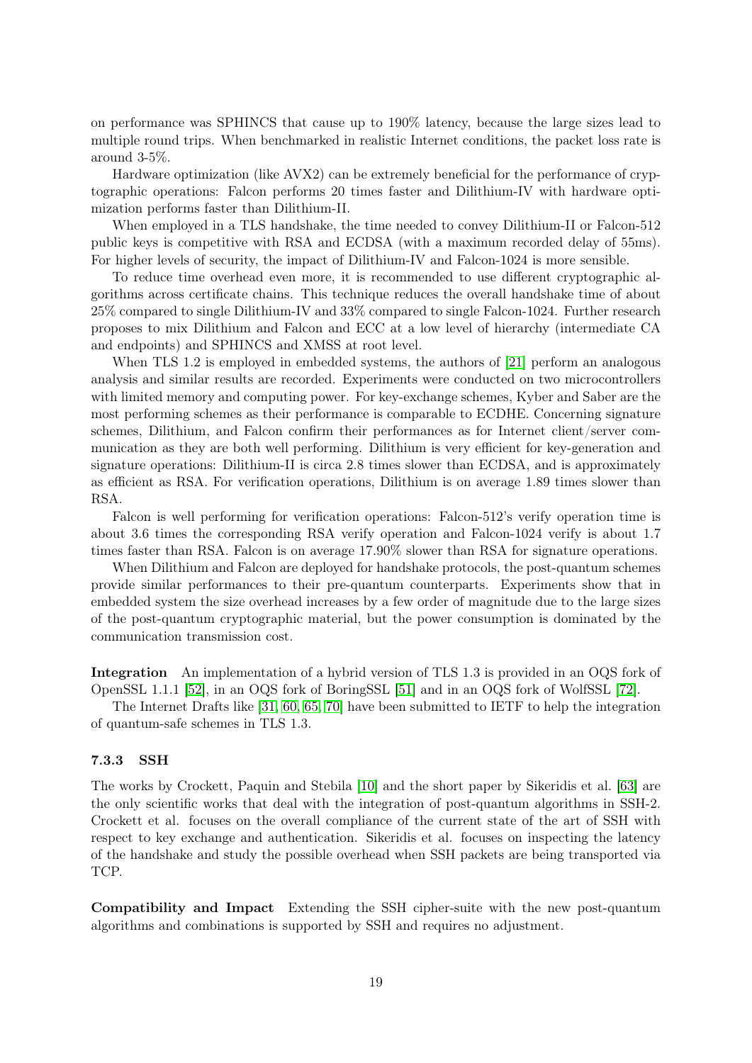on performance was SPHINCS that cause up to 190% latency, because the large sizes lead to multiple round trips. When benchmarked in realistic Internet conditions, the packet loss rate is around 3-5%.

Hardware optimization (like AVX2) can be extremely beneficial for the performance of cryptographic operations: Falcon performs 20 times faster and Dilithium-IV with hardware optimization performs faster than Dilithium-II.

When employed in a TLS handshake, the time needed to convey Dilithium-II or Falcon-512 public keys is competitive with RSA and ECDSA (with a maximum recorded delay of 55ms). For higher levels of security, the impact of Dilithium-IV and Falcon-1024 is more sensible.

To reduce time overhead even more, it is recommended to use different cryptographic algorithms across certificate chains. This technique reduces the overall handshake time of about 25% compared to single Dilithium-IV and 33% compared to single Falcon-1024. Further research proposes to mix Dilithium and Falcon and ECC at a low level of hierarchy (intermediate CA and endpoints) and SPHINCS and XMSS at root level.

When TLS 1.2 is employed in embedded systems, the authors of [21] perform an analogous analysis and similar results are recorded. Experiments were conducted on two microcontrollers with limited memory and computing power. For key-exchange schemes, Kyber and Saber are the most performing schemes as their performance is comparable to ECDHE. Concerning signature schemes, Dilithium, and Falcon confirm their performances as for Internet client/server communication as they are both well performing. Dilithium is very efficient for key-generation and signature operations: Dilithium-II is circa 2.8 times slower than ECDSA, and is approximately as efficient as RSA. For verification operations, Dilithium is on average 1.89 times slower than RSA.

Falcon is well performing for verification operations: Falcon-512's verify operation time is about 3.6 times the corresponding RSA verify operation and Falcon-1024 verify is about 1.7 times faster than RSA. Falcon is on average 17.90% slower than RSA for signature operations.

When Dilithium and Falcon are deployed for handshake protocols, the post-quantum schemes provide similar performances to their pre-quantum counterparts. Experiments show that in embedded system the size overhead increases by a few order of magnitude due to the large sizes of the post-quantum cryptographic material, but the power consumption is dominated by the communication transmission cost.

**Integration** An implementation of a hybrid version of TLS 1.3 is provided in an OQS fork of OpenSSL 1.1.1 [52], in an OQS fork of BoringSSL [51] and in an OQS fork of WolfSSL [72].

The Internet Drafts like [31, 60, 65, 70] have been submitted to IETF to help the integration of quantum-safe schemes in TLS 1.3.

### 7.3.3 SSH

The works by Crockett, Paquin and Stebila [10] and the short paper by Sikeridis et al. [63] are the only scientific works that deal with the integration of post-quantum algorithms in SSH-2. Crockett et al. focuses on the overall compliance of the current state of the art of SSH with respect to key exchange and authentication. Sikeridis et al. focuses on inspecting the latency of the handshake and study the possible overhead when SSH packets are being transported via TCP.

**Compatibility and Impact** Extending the SSH cipher-suite with the new post-quantum algorithms and combinations is supported by SSH and requires no adjustment.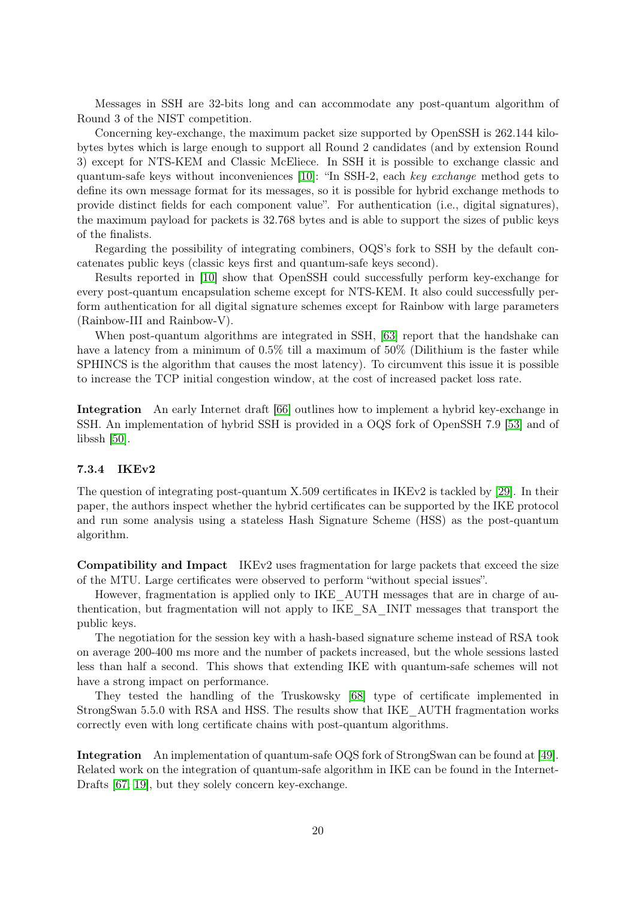Messages in SSH are 32-bits long and can accommodate any post-quantum algorithm of Round 3 of the NIST competition.

Concerning key-exchange, the maximum packet size supported by OpenSSH is 262.144 kilobytes bytes which is large enough to support all Round 2 candidates (and by extension Round 3) except for NTS-KEM and Classic McEliece. In SSH it is possible to exchange classic and quantum-safe keys without inconveniences [10]: "In SSH-2, each *key exchange* method gets to define its own message format for its messages, so it is possible for hybrid exchange methods to provide distinct fields for each component value". For authentication (i.e., digital signatures), the maximum payload for packets is 32.768 bytes and is able to support the sizes of public keys of the finalists.

Regarding the possibility of integrating combiners, OQS's fork to SSH by the default concatenates public keys (classic keys first and quantum-safe keys second).

Results reported in [10] show that OpenSSH could successfully perform key-exchange for every post-quantum encapsulation scheme except for NTS-KEM. It also could successfully perform authentication for all digital signature schemes except for Rainbow with large parameters (Rainbow-III and Rainbow-V).

When post-quantum algorithms are integrated in SSH, [63] report that the handshake can have a latency from a minimum of 0.5% till a maximum of 50% (Dilithium is the faster while SPHINCS is the algorithm that causes the most latency). To circumvent this issue it is possible to increase the TCP initial congestion window, at the cost of increased packet loss rate.

**Integration** An early Internet draft [66] outlines how to implement a hybrid key-exchange in SSH. An implementation of hybrid SSH is provided in a OQS fork of OpenSSH 7.9 [53] and of libssh [50].

### 7.3.4 IKEv2

The question of integrating post-quantum X.509 certificates in IKEv2 is tackled by [29]. In their paper, the authors inspect whether the hybrid certificates can be supported by the IKE protocol and run some analysis using a stateless Hash Signature Scheme (HSS) as the post-quantum algorithm.

**Compatibility and Impact** IKEv2 uses fragmentation for large packets that exceed the size of the MTU. Large certificates were observed to perform "without special issues".

However, fragmentation is applied only to IKE_AUTH messages that are in charge of authentication, but fragmentation will not apply to IKE_SA_INIT messages that transport the public keys.

The negotiation for the session key with a hash-based signature scheme instead of RSA took on average 200-400 ms more and the number of packets increased, but the whole sessions lasted less than half a second. This shows that extending IKE with quantum-safe schemes will not have a strong impact on performance.

They tested the handling of the Truskowsky [68] type of certificate implemented in StrongSwan 5.5.0 with RSA and HSS. The results show that IKE_AUTH fragmentation works correctly even with long certificate chains with post-quantum algorithms.

**Integration** An implementation of quantum-safe OQS fork of StrongSwan can be found at [49]. Related work on the integration of quantum-safe algorithm in IKE can be found in the Internet-Drafts [67, 19], but they solely concern key-exchange.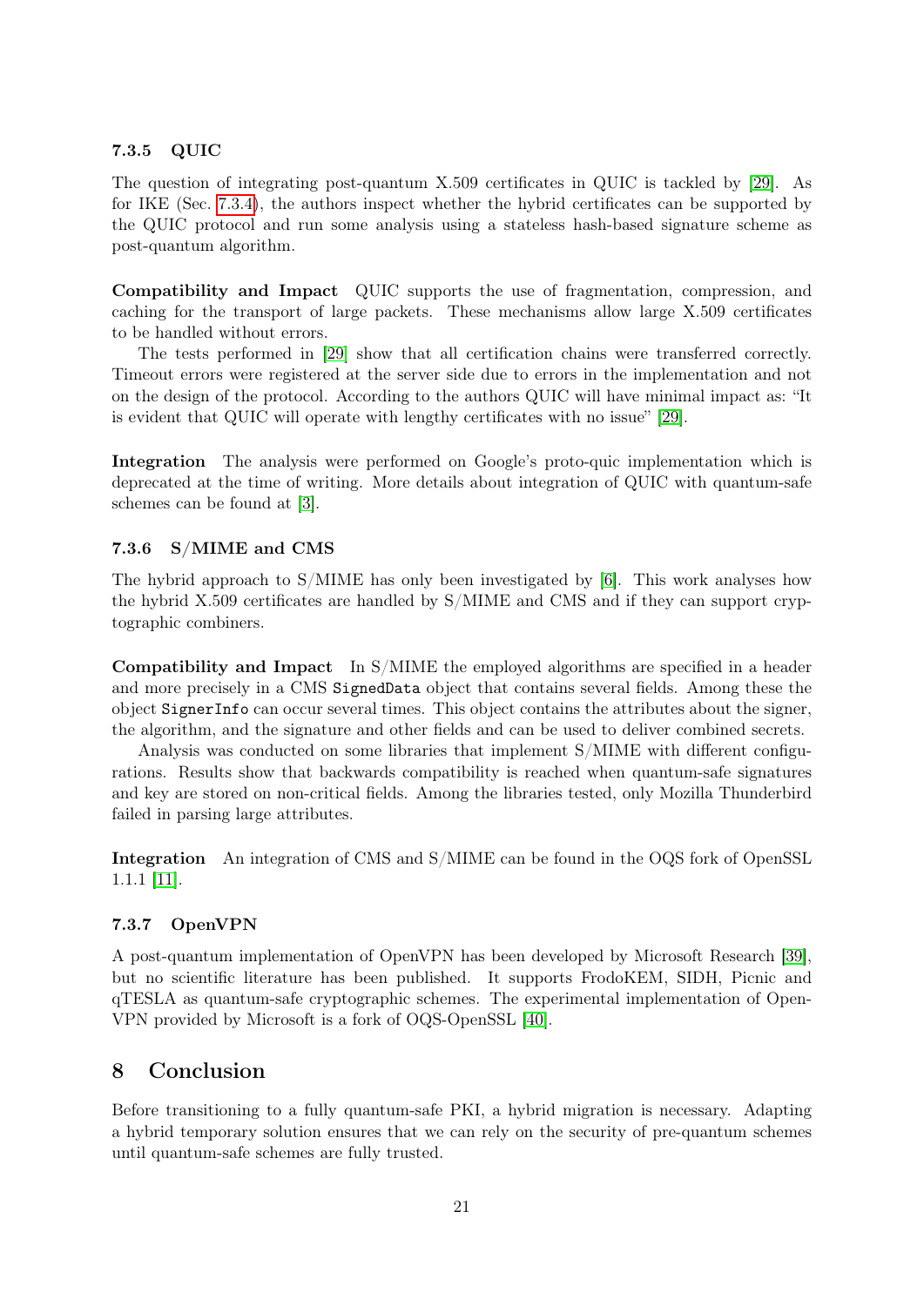### 7.3.5 QUIC

The question of integrating post-quantum X.509 certificates in QUIC is tackled by [29]. As for IKE (Sec. 7.3.4), the authors inspect whether the hybrid certificates can be supported by the QUIC protocol and run some analysis using a stateless hash-based signature scheme as post-quantum algorithm.

**Compatibility and Impact** QUIC supports the use of fragmentation, compression, and caching for the transport of large packets. These mechanisms allow large X.509 certificates to be handled without errors.

The tests performed in [29] show that all certification chains were transferred correctly. Timeout errors were registered at the server side due to errors in the implementation and not on the design of the protocol. According to the authors QUIC will have minimal impact as: "It is evident that QUIC will operate with lengthy certificates with no issue" [29].

**Integration** The analysis were performed on Google's proto-quic implementation which is deprecated at the time of writing. More details about integration of QUIC with quantum-safe schemes can be found at [3].

### 7.3.6 S/MIME and CMS

The hybrid approach to S/MIME has only been investigated by [6]. This work analyses how the hybrid X.509 certificates are handled by S/MIME and CMS and if they can support cryptographic combiners.

**Compatibility and Impact** In S/MIME the employed algorithms are specified in a header and more precisely in a CMS `SignedData` object that contains several fields. Among these the object `SignerInfo` can occur several times. This object contains the attributes about the signer, the algorithm, and the signature and other fields and can be used to deliver combined secrets.

Analysis was conducted on some libraries that implement S/MIME with different configurations. Results show that backwards compatibility is reached when quantum-safe signatures and key are stored on non-critical fields. Among the libraries tested, only Mozilla Thunderbird failed in parsing large attributes.

**Integration** An integration of CMS and S/MIME can be found in the OQS fork of OpenSSL 1.1.1 [11].

### 7.3.7 OpenVPN

A post-quantum implementation of OpenVPN has been developed by Microsoft Research [39], but no scientific literature has been published. It supports FrodoKEM, SIDH, Picnic and qTESLA as quantum-safe cryptographic schemes. The experimental implementation of OpenVPN provided by Microsoft is a fork of OQS-OpenSSL [40].

## 8 Conclusion

Before transitioning to a fully quantum-safe PKI, a hybrid migration is necessary. Adapting a hybrid temporary solution ensures that we can rely on the security of pre-quantum schemes until quantum-safe schemes are fully trusted.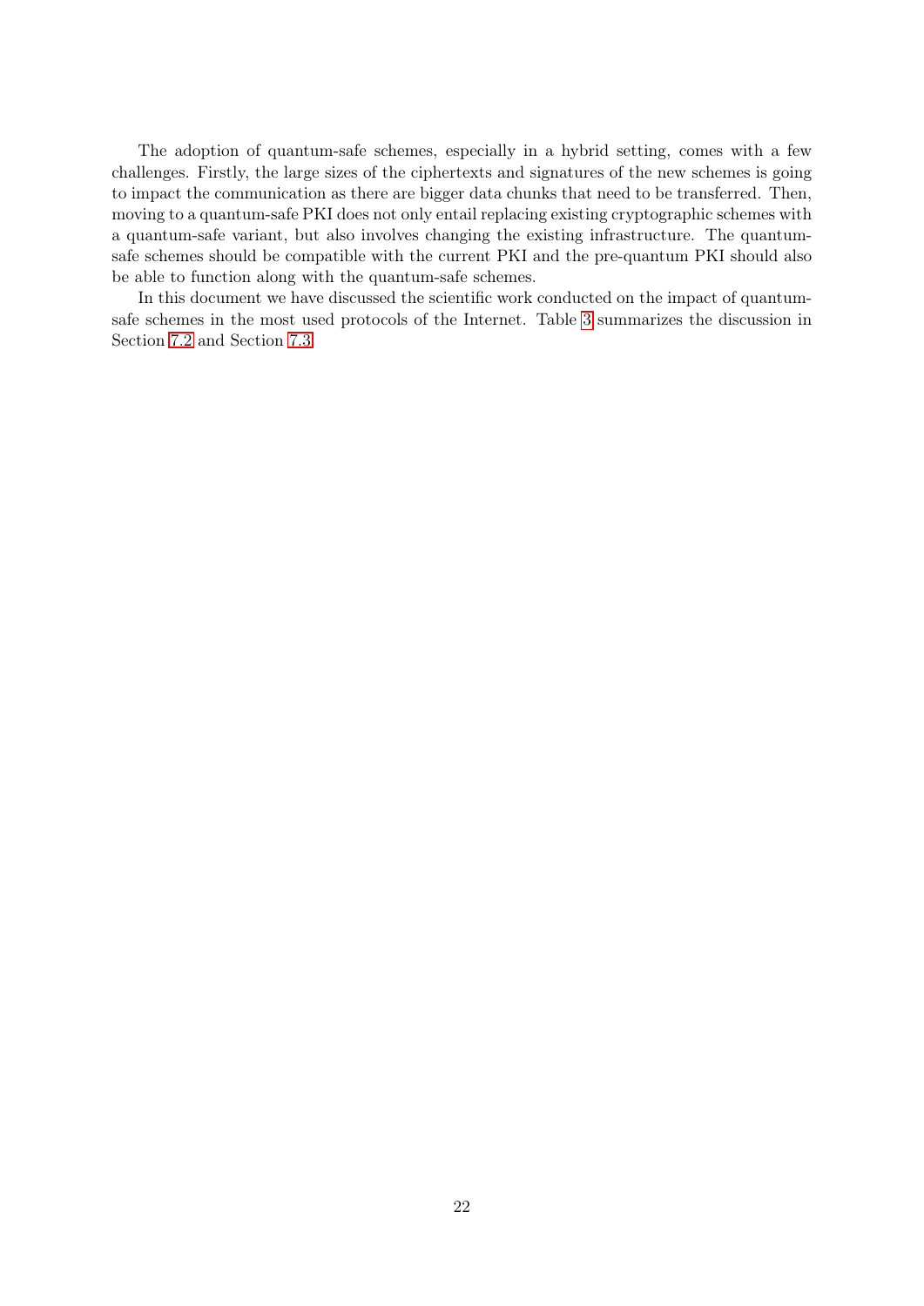The adoption of quantum-safe schemes, especially in a hybrid setting, comes with a few challenges. Firstly, the large sizes of the ciphertexts and signatures of the new schemes is going to impact the communication as there are bigger data chunks that need to be transferred. Then, moving to a quantum-safe PKI does not only entail replacing existing cryptographic schemes with a quantum-safe variant, but also involves changing the existing infrastructure. The quantum-safe schemes should be compatible with the current PKI and the pre-quantum PKI should also be able to function along with the quantum-safe schemes.

In this document we have discussed the scientific work conducted on the impact of quantum-safe schemes in the most used protocols of the Internet. Table 3 summarizes the discussion in Section 7.2 and Section 7.3.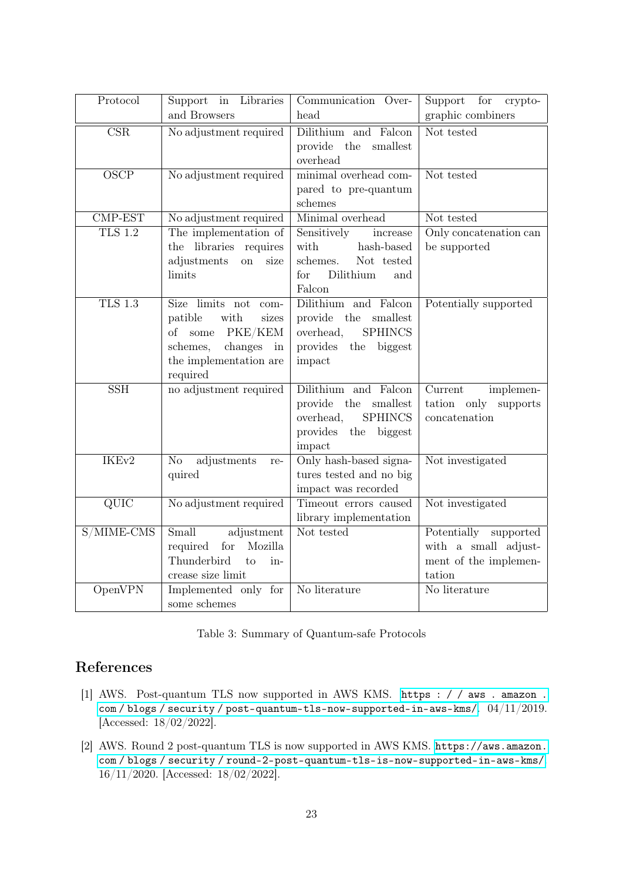| Protocol | Support in Libraries and Browsers | Communication Overhead | Support for cryptographic combiners |
|---|---|---|---|
| CSR | No adjustment required | Dilithium and Falcon provide the smallest overhead | Not tested |
| OSCP | No adjustment required | minimal overhead compared to pre-quantum schemes | Not tested |
| CMP-EST | No adjustment required | Minimal overhead | Not tested |
| TLS 1.2 | The implementation of the libraries requires adjustments on size limits | Sensitively increase with hash-based schemes. Not tested for Dilithium and Falcon | Only concatenation can be supported |
| TLS 1.3 | Size limits not compatible with sizes of some PKE/KEM schemes, changes in the implementation are required | Dilithium and Falcon provide the smallest overhead, SPHINCS provides the biggest impact | Potentially supported |
| SSH | no adjustment required | Dilithium and Falcon provide the smallest overhead, SPHINCS provides the biggest impact | Current implementation only supports concatenation |
| IKEv2 | No adjustments required | Only hash-based signatures tested and no big impact was recorded | Not investigated |
| QUIC | No adjustment required | Timeout errors caused library implementation | Not investigated |
| S/MIME-CMS | Small adjustment required for Mozilla Thunderbird to increase size limit | Not tested | Potentially supported with a small adjustment of the implementation |
| OpenVPN | Implemented only for some schemes | No literature | No literature |

Table 3: Summary of Quantum-safe Protocols

# References

[1] AWS. Post-quantum TLS now supported in AWS KMS. https://aws.amazon.com/blogs/security/post-quantum-tls-now-supported-in-aws-kms/. 04/11/2019. [Accessed: 18/02/2022].

[2] AWS. Round 2 post-quantum TLS is now supported in AWS KMS. https://aws.amazon.com/blogs/security/round-2-post-quantum-tls-is-now-supported-in-aws-kms/. 16/11/2020. [Accessed: 18/02/2022].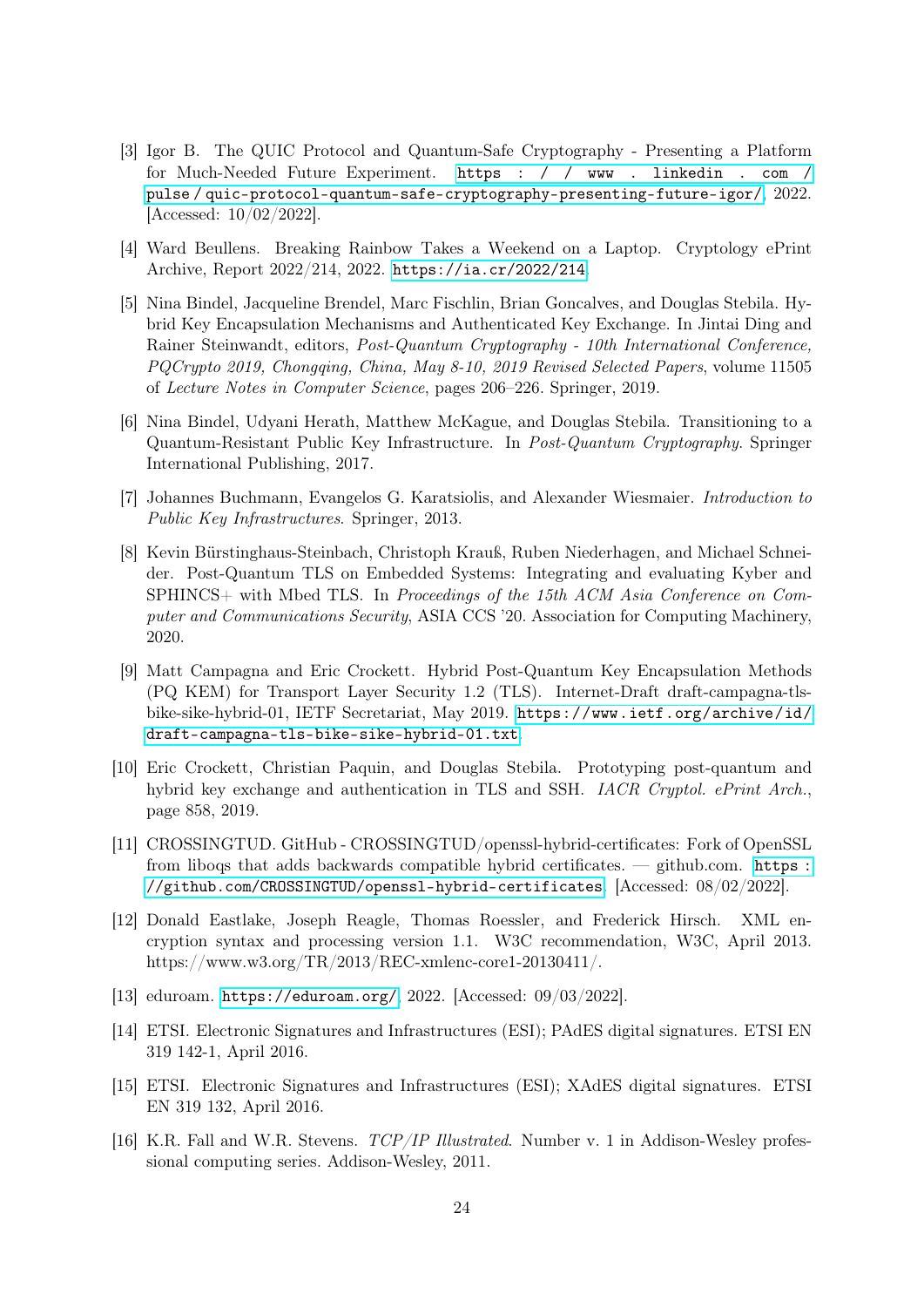[3] Igor B. The QUIC Protocol and Quantum-Safe Cryptography - Presenting a Platform for Much-Needed Future Experiment. https://www.linkedin.com/pulse/quic-protocol-quantum-safe-cryptography-presenting-future-igor/, 2022. [Accessed: 10/02/2022].

[4] Ward Beullens. Breaking Rainbow Takes a Weekend on a Laptop. Cryptology ePrint Archive, Report 2022/214, 2022. https://ia.cr/2022/214.

[5] Nina Bindel, Jacqueline Brendel, Marc Fischlin, Brian Goncalves, and Douglas Stebila. Hybrid Key Encapsulation Mechanisms and Authenticated Key Exchange. In Jintai Ding and Rainer Steinwandt, editors, *Post-Quantum Cryptography - 10th International Conference, PQCrypto 2019, Chongqing, China, May 8-10, 2019 Revised Selected Papers*, volume 11505 of *Lecture Notes in Computer Science*, pages 206–226. Springer, 2019.

[6] Nina Bindel, Udyani Herath, Matthew McKague, and Douglas Stebila. Transitioning to a Quantum-Resistant Public Key Infrastructure. In *Post-Quantum Cryptography*. Springer International Publishing, 2017.

[7] Johannes Buchmann, Evangelos G. Karatsiolis, and Alexander Wiesmaier. *Introduction to Public Key Infrastructures*. Springer, 2013.

[8] Kevin Bürstinghaus-Steinbach, Christoph Krauß, Ruben Niederhagen, and Michael Schneider. Post-Quantum TLS on Embedded Systems: Integrating and evaluating Kyber and SPHINCS+ with Mbed TLS. In *Proceedings of the 15th ACM Asia Conference on Computer and Communications Security*, ASIA CCS '20. Association for Computing Machinery, 2020.

[9] Matt Campagna and Eric Crockett. Hybrid Post-Quantum Key Encapsulation Methods (PQ KEM) for Transport Layer Security 1.2 (TLS). Internet-Draft draft-campagna-tls-bike-sike-hybrid-01, IETF Secretariat, May 2019. https://www.ietf.org/archive/id/draft-campagna-tls-bike-sike-hybrid-01.txt.

[10] Eric Crockett, Christian Paquin, and Douglas Stebila. Prototyping post-quantum and hybrid key exchange and authentication in TLS and SSH. *IACR Cryptol. ePrint Arch.*, page 858, 2019.

[11] CROSSINGTUD. GitHub - CROSSINGTUD/openssl-hybrid-certificates: Fork of OpenSSL from liboqs that adds backwards compatible hybrid certificates. — github.com. https://github.com/CROSSINGTUD/openssl-hybrid-certificates. [Accessed: 08/02/2022].

[12] Donald Eastlake, Joseph Reagle, Thomas Roessler, and Frederick Hirsch. XML encryption syntax and processing version 1.1. W3C recommendation, W3C, April 2013. https://www.w3.org/TR/2013/REC-xmlenc-core1-20130411/.

[13] eduroam. https://eduroam.org/, 2022. [Accessed: 09/03/2022].

[14] ETSI. Electronic Signatures and Infrastructures (ESI); PAdES digital signatures. ETSI EN 319 142-1, April 2016.

[15] ETSI. Electronic Signatures and Infrastructures (ESI); XAdES digital signatures. ETSI EN 319 132, April 2016.

[16] K.R. Fall and W.R. Stevens. *TCP/IP Illustrated*. Number v. 1 in Addison-Wesley professional computing series. Addison-Wesley, 2011.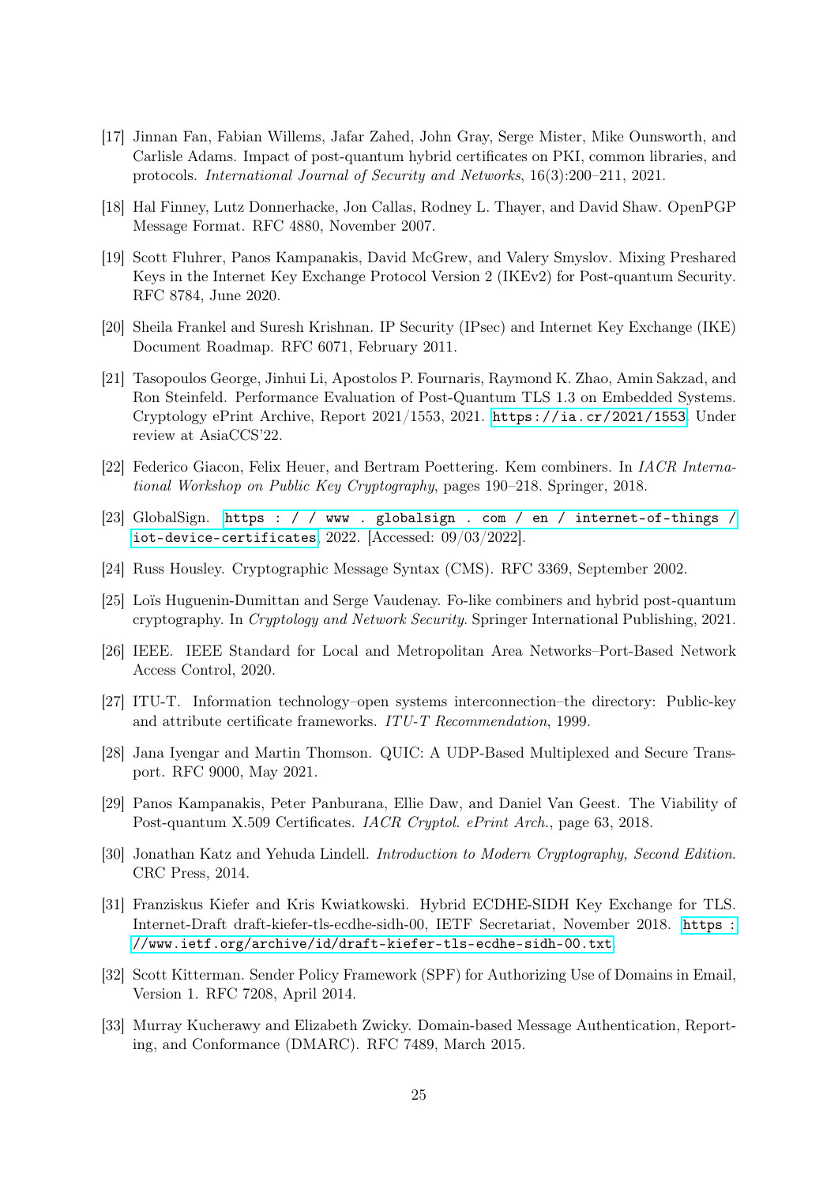[17] Jinnan Fan, Fabian Willems, Jafar Zahed, John Gray, Serge Mister, Mike Ounsworth, and Carlisle Adams. Impact of post-quantum hybrid certificates on PKI, common libraries, and protocols. *International Journal of Security and Networks*, 16(3):200–211, 2021.

[18] Hal Finney, Lutz Donnerhacke, Jon Callas, Rodney L. Thayer, and David Shaw. OpenPGP Message Format. RFC 4880, November 2007.

[19] Scott Fluhrer, Panos Kampanakis, David McGrew, and Valery Smyslov. Mixing Preshared Keys in the Internet Key Exchange Protocol Version 2 (IKEv2) for Post-quantum Security. RFC 8784, June 2020.

[20] Sheila Frankel and Suresh Krishnan. IP Security (IPsec) and Internet Key Exchange (IKE) Document Roadmap. RFC 6071, February 2011.

[21] Tasopoulos George, Jinhui Li, Apostolos P. Fournaris, Raymond K. Zhao, Amin Sakzad, and Ron Steinfeld. Performance Evaluation of Post-Quantum TLS 1.3 on Embedded Systems. Cryptology ePrint Archive, Report 2021/1553, 2021. https://ia.cr/2021/1553. Under review at AsiaCCS'22.

[22] Federico Giacon, Felix Heuer, and Bertram Poettering. Kem combiners. In *IACR International Workshop on Public Key Cryptography*, pages 190–218. Springer, 2018.

[23] GlobalSign. https://www.globalsign.com/en/internet-of-things/iot-device-certificates, 2022. [Accessed: 09/03/2022].

[24] Russ Housley. Cryptographic Message Syntax (CMS). RFC 3369, September 2002.

[25] Loïs Huguenin-Dumittan and Serge Vaudenay. Fo-like combiners and hybrid post-quantum cryptography. In *Cryptology and Network Security*. Springer International Publishing, 2021.

[26] IEEE. IEEE Standard for Local and Metropolitan Area Networks–Port-Based Network Access Control, 2020.

[27] ITU-T. Information technology–open systems interconnection–the directory: Public-key and attribute certificate frameworks. *ITU-T Recommendation*, 1999.

[28] Jana Iyengar and Martin Thomson. QUIC: A UDP-Based Multiplexed and Secure Transport. RFC 9000, May 2021.

[29] Panos Kampanakis, Peter Panburana, Ellie Daw, and Daniel Van Geest. The Viability of Post-quantum X.509 Certificates. *IACR Cryptol. ePrint Arch.*, page 63, 2018.

[30] Jonathan Katz and Yehuda Lindell. *Introduction to Modern Cryptography, Second Edition*. CRC Press, 2014.

[31] Franziskus Kiefer and Kris Kwiatkowski. Hybrid ECDHE-SIDH Key Exchange for TLS. Internet-Draft draft-kiefer-tls-ecdhe-sidh-00, IETF Secretariat, November 2018. https://www.ietf.org/archive/id/draft-kiefer-tls-ecdhe-sidh-00.txt.

[32] Scott Kitterman. Sender Policy Framework (SPF) for Authorizing Use of Domains in Email, Version 1. RFC 7208, April 2014.

[33] Murray Kucherawy and Elizabeth Zwicky. Domain-based Message Authentication, Reporting, and Conformance (DMARC). RFC 7489, March 2015.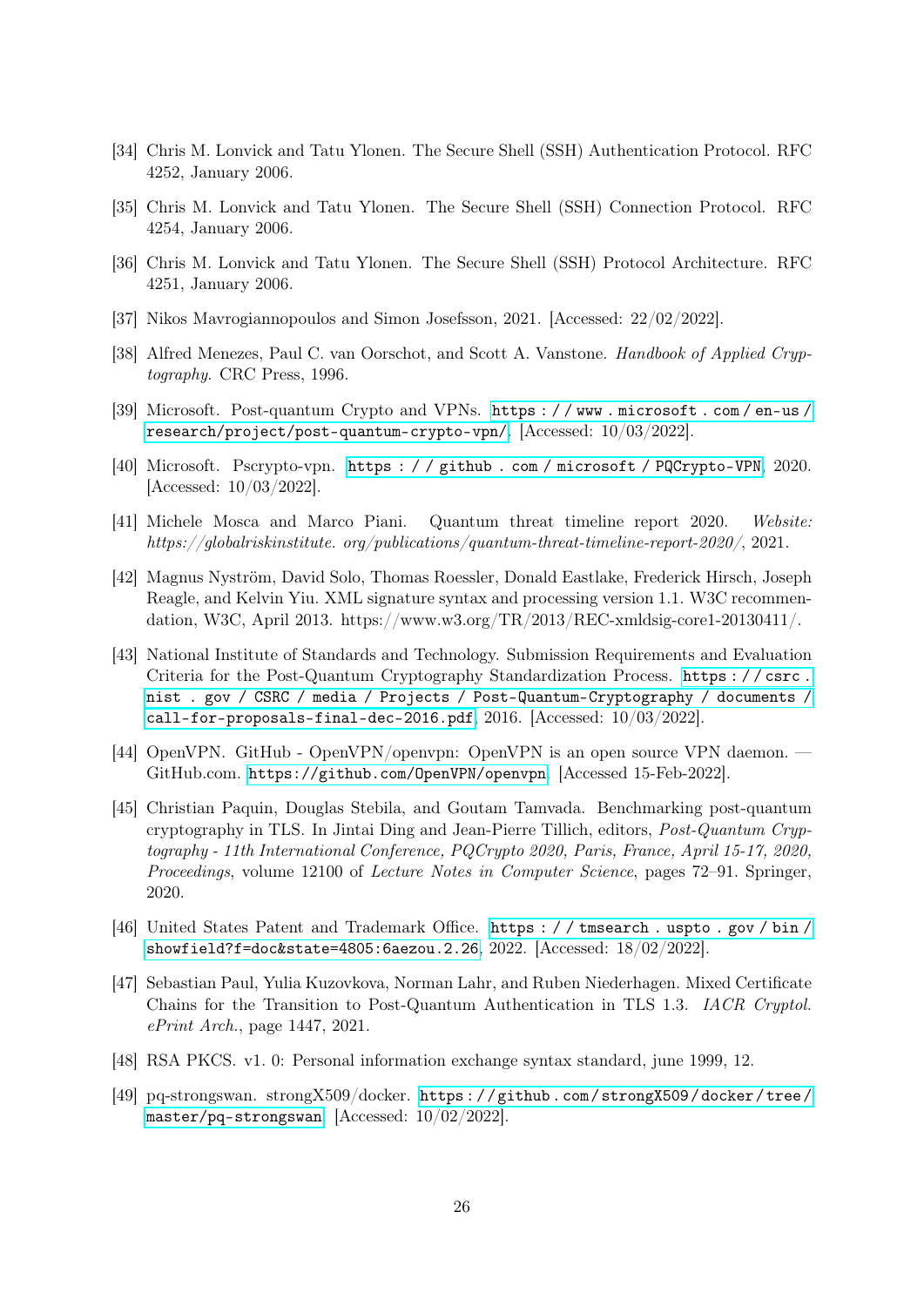[34] Chris M. Lonvick and Tatu Ylonen. The Secure Shell (SSH) Authentication Protocol. RFC 4252, January 2006.

[35] Chris M. Lonvick and Tatu Ylonen. The Secure Shell (SSH) Connection Protocol. RFC 4254, January 2006.

[36] Chris M. Lonvick and Tatu Ylonen. The Secure Shell (SSH) Protocol Architecture. RFC 4251, January 2006.

[37] Nikos Mavrogiannopoulos and Simon Josefsson, 2021. [Accessed: 22/02/2022].

[38] Alfred Menezes, Paul C. van Oorschot, and Scott A. Vanstone. *Handbook of Applied Cryptography*. CRC Press, 1996.

[39] Microsoft. Post-quantum Crypto and VPNs. `https://www.microsoft.com/en-us/research/project/post-quantum-crypto-vpn/`. [Accessed: 10/03/2022].

[40] Microsoft. Pscrypto-vpn. `https://github.com/microsoft/PQCrypto-VPN`, 2020. [Accessed: 10/03/2022].

[41] Michele Mosca and Marco Piani. Quantum threat timeline report 2020. *Website: https://globalriskinstitute. org/publications/quantum-threat-timeline-report-2020/*, 2021.

[42] Magnus Nyström, David Solo, Thomas Roessler, Donald Eastlake, Frederick Hirsch, Joseph Reagle, and Kelvin Yiu. XML signature syntax and processing version 1.1. W3C recommendation, W3C, April 2013. https://www.w3.org/TR/2013/REC-xmldsig-core1-20130411/.

[43] National Institute of Standards and Technology. Submission Requirements and Evaluation Criteria for the Post-Quantum Cryptography Standardization Process. `https://csrc.nist.gov/CSRC/media/Projects/Post-Quantum-Cryptography/documents/call-for-proposals-final-dec-2016.pdf`, 2016. [Accessed: 10/03/2022].

[44] OpenVPN. GitHub - OpenVPN/openvpn: OpenVPN is an open source VPN daemon. — GitHub.com. `https://github.com/OpenVPN/openvpn`. [Accessed 15-Feb-2022].

[45] Christian Paquin, Douglas Stebila, and Goutam Tamvada. Benchmarking post-quantum cryptography in TLS. In Jintai Ding and Jean-Pierre Tillich, editors, *Post-Quantum Cryptography - 11th International Conference, PQCrypto 2020, Paris, France, April 15-17, 2020, Proceedings*, volume 12100 of *Lecture Notes in Computer Science*, pages 72–91. Springer, 2020.

[46] United States Patent and Trademark Office. `https://tmsearch.uspto.gov/bin/showfield?f=doc&state=4805:6aezou.2.26`, 2022. [Accessed: 18/02/2022].

[47] Sebastian Paul, Yulia Kuzovkova, Norman Lahr, and Ruben Niederhagen. Mixed Certificate Chains for the Transition to Post-Quantum Authentication in TLS 1.3. *IACR Cryptol. ePrint Arch.*, page 1447, 2021.

[48] RSA PKCS. v1. 0: Personal information exchange syntax standard, june 1999, 12.

[49] pq-strongswan. strongX509/docker. `https://github.com/strongX509/docker/tree/master/pq-strongswan`. [Accessed: 10/02/2022].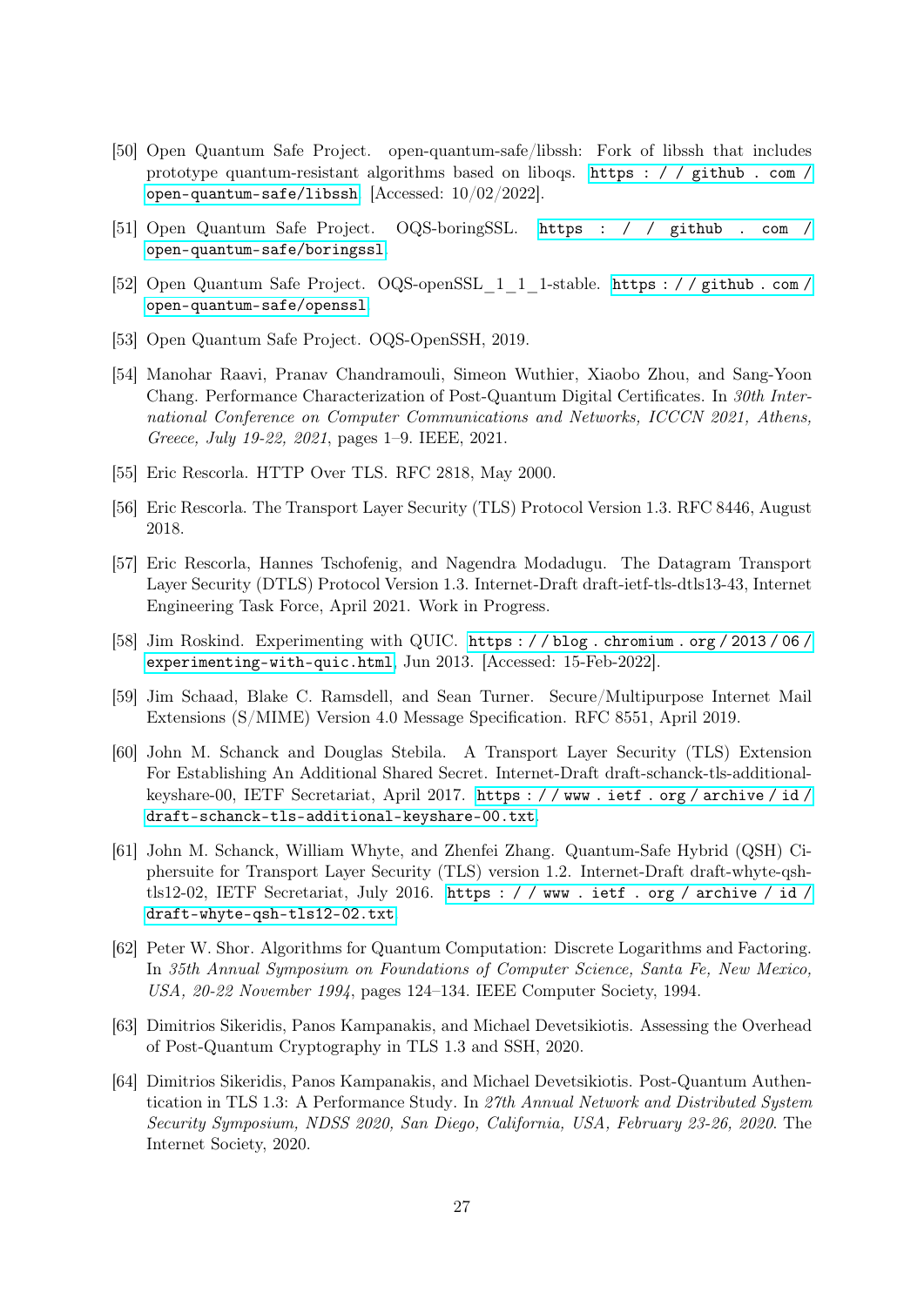[50] Open Quantum Safe Project. open-quantum-safe/libssh: Fork of libssh that includes prototype quantum-resistant algorithms based on liboqs. https://github.com/open-quantum-safe/libssh. [Accessed: 10/02/2022].

[51] Open Quantum Safe Project. OQS-boringSSL. https://github.com/open-quantum-safe/boringssl.

[52] Open Quantum Safe Project. OQS-openSSL_1_1_1-stable. https://github.com/open-quantum-safe/openssl.

[53] Open Quantum Safe Project. OQS-OpenSSH, 2019.

[54] Manohar Raavi, Pranav Chandramouli, Simeon Wuthier, Xiaobo Zhou, and Sang-Yoon Chang. Performance Characterization of Post-Quantum Digital Certificates. In *30th International Conference on Computer Communications and Networks, ICCCN 2021, Athens, Greece, July 19-22, 2021*, pages 1–9. IEEE, 2021.

[55] Eric Rescorla. HTTP Over TLS. RFC 2818, May 2000.

[56] Eric Rescorla. The Transport Layer Security (TLS) Protocol Version 1.3. RFC 8446, August 2018.

[57] Eric Rescorla, Hannes Tschofenig, and Nagendra Modadugu. The Datagram Transport Layer Security (DTLS) Protocol Version 1.3. Internet-Draft draft-ietf-tls-dtls13-43, Internet Engineering Task Force, April 2021. Work in Progress.

[58] Jim Roskind. Experimenting with QUIC. https://blog.chromium.org/2013/06/experimenting-with-quic.html, Jun 2013. [Accessed: 15-Feb-2022].

[59] Jim Schaad, Blake C. Ramsdell, and Sean Turner. Secure/Multipurpose Internet Mail Extensions (S/MIME) Version 4.0 Message Specification. RFC 8551, April 2019.

[60] John M. Schanck and Douglas Stebila. A Transport Layer Security (TLS) Extension For Establishing An Additional Shared Secret. Internet-Draft draft-schanck-tls-additional-keyshare-00, IETF Secretariat, April 2017. https://www.ietf.org/archive/id/draft-schanck-tls-additional-keyshare-00.txt.

[61] John M. Schanck, William Whyte, and Zhenfei Zhang. Quantum-Safe Hybrid (QSH) Ciphersuite for Transport Layer Security (TLS) version 1.2. Internet-Draft draft-whyte-qsh-tls12-02, IETF Secretariat, July 2016. https://www.ietf.org/archive/id/draft-whyte-qsh-tls12-02.txt.

[62] Peter W. Shor. Algorithms for Quantum Computation: Discrete Logarithms and Factoring. In *35th Annual Symposium on Foundations of Computer Science, Santa Fe, New Mexico, USA, 20-22 November 1994*, pages 124–134. IEEE Computer Society, 1994.

[63] Dimitrios Sikeridis, Panos Kampanakis, and Michael Devetsikiotis. Assessing the Overhead of Post-Quantum Cryptography in TLS 1.3 and SSH, 2020.

[64] Dimitrios Sikeridis, Panos Kampanakis, and Michael Devetsikiotis. Post-Quantum Authentication in TLS 1.3: A Performance Study. In *27th Annual Network and Distributed System Security Symposium, NDSS 2020, San Diego, California, USA, February 23-26, 2020*. The Internet Society, 2020.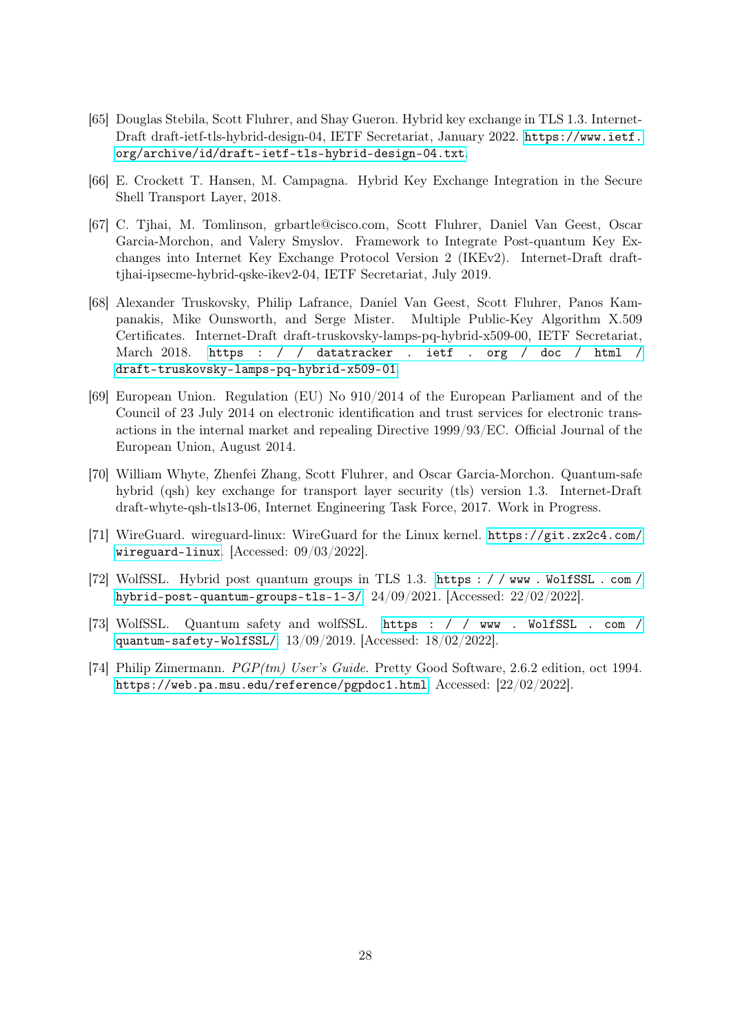[65] Douglas Stebila, Scott Fluhrer, and Shay Gueron. Hybrid key exchange in TLS 1.3. Internet-Draft draft-ietf-tls-hybrid-design-04, IETF Secretariat, January 2022. https://www.ietf.org/archive/id/draft-ietf-tls-hybrid-design-04.txt.

[66] E. Crockett T. Hansen, M. Campagna. Hybrid Key Exchange Integration in the Secure Shell Transport Layer, 2018.

[67] C. Tjhai, M. Tomlinson, grbartle@cisco.com, Scott Fluhrer, Daniel Van Geest, Oscar Garcia-Morchon, and Valery Smyslov. Framework to Integrate Post-quantum Key Exchanges into Internet Key Exchange Protocol Version 2 (IKEv2). Internet-Draft draft-tjhai-ipsecme-hybrid-qske-ikev2-04, IETF Secretariat, July 2019.

[68] Alexander Truskovsky, Philip Lafrance, Daniel Van Geest, Scott Fluhrer, Panos Kampanakis, Mike Ounsworth, and Serge Mister. Multiple Public-Key Algorithm X.509 Certificates. Internet-Draft draft-truskovsky-lamps-pq-hybrid-x509-00, IETF Secretariat, March 2018. https://datatracker.ietf.org/doc/html/draft-truskovsky-lamps-pq-hybrid-x509-01.

[69] European Union. Regulation (EU) No 910/2014 of the European Parliament and of the Council of 23 July 2014 on electronic identification and trust services for electronic transactions in the internal market and repealing Directive 1999/93/EC. Official Journal of the European Union, August 2014.

[70] William Whyte, Zhenfei Zhang, Scott Fluhrer, and Oscar Garcia-Morchon. Quantum-safe hybrid (qsh) key exchange for transport layer security (tls) version 1.3. Internet-Draft draft-whyte-qsh-tls13-06, Internet Engineering Task Force, 2017. Work in Progress.

[71] WireGuard. wireguard-linux: WireGuard for the Linux kernel. https://git.zx2c4.com/wireguard-linux. [Accessed: 09/03/2022].

[72] WolfSSL. Hybrid post quantum groups in TLS 1.3. https://www.WolfSSL.com/hybrid-post-quantum-groups-tls-1-3/, 24/09/2021. [Accessed: 22/02/2022].

[73] WolfSSL. Quantum safety and wolfSSL. https://www.WolfSSL.com/quantum-safety-WolfSSL/, 13/09/2019. [Accessed: 18/02/2022].

[74] Philip Zimermann. *PGP(tm) User's Guide*. Pretty Good Software, 2.6.2 edition, oct 1994. https://web.pa.msu.edu/reference/pgpdoc1.html. Accessed: [22/02/2022].